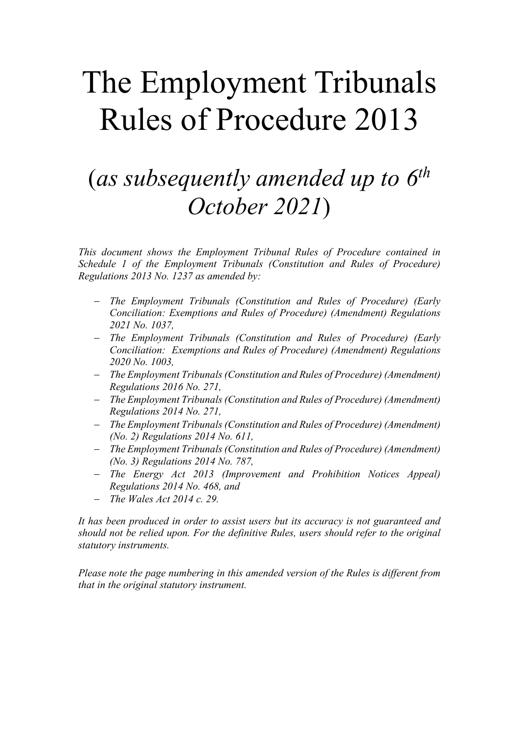# The Employment Tribunals Rules of Procedure 2013

## (*as subsequently amended up to 6th October 2021*)

*This document shows the Employment Tribunal Rules of Procedure contained in Schedule 1 of the Employment Tribunals (Constitution and Rules of Procedure) Regulations 2013 No. 1237 as amended by:*

- *The Employment Tribunals (Constitution and Rules of Procedure) (Early Conciliation: Exemptions and Rules of Procedure) (Amendment) Regulations 2021 No. 1037,*
- *The Employment Tribunals (Constitution and Rules of Procedure) (Early Conciliation: Exemptions and Rules of Procedure) (Amendment) Regulations 2020 No. 1003,*
- *The Employment Tribunals (Constitution and Rules of Procedure) (Amendment) Regulations 2016 No. 271,*
- *The Employment Tribunals (Constitution and Rules of Procedure) (Amendment) Regulations 2014 No. 271,*
- *The Employment Tribunals (Constitution and Rules of Procedure) (Amendment) (No. 2) Regulations 2014 No. 611,*
- *The Employment Tribunals (Constitution and Rules of Procedure) (Amendment) (No. 3) Regulations 2014 No. 787,*
- *The Energy Act 2013 (Improvement and Prohibition Notices Appeal) Regulations 2014 No. 468, and*
- *The Wales Act 2014 c. 29.*

*It has been produced in order to assist users but its accuracy is not guaranteed and should not be relied upon. For the definitive Rules, users should refer to the original statutory instruments.*

*Please note the page numbering in this amended version of the Rules is different from that in the original statutory instrument.*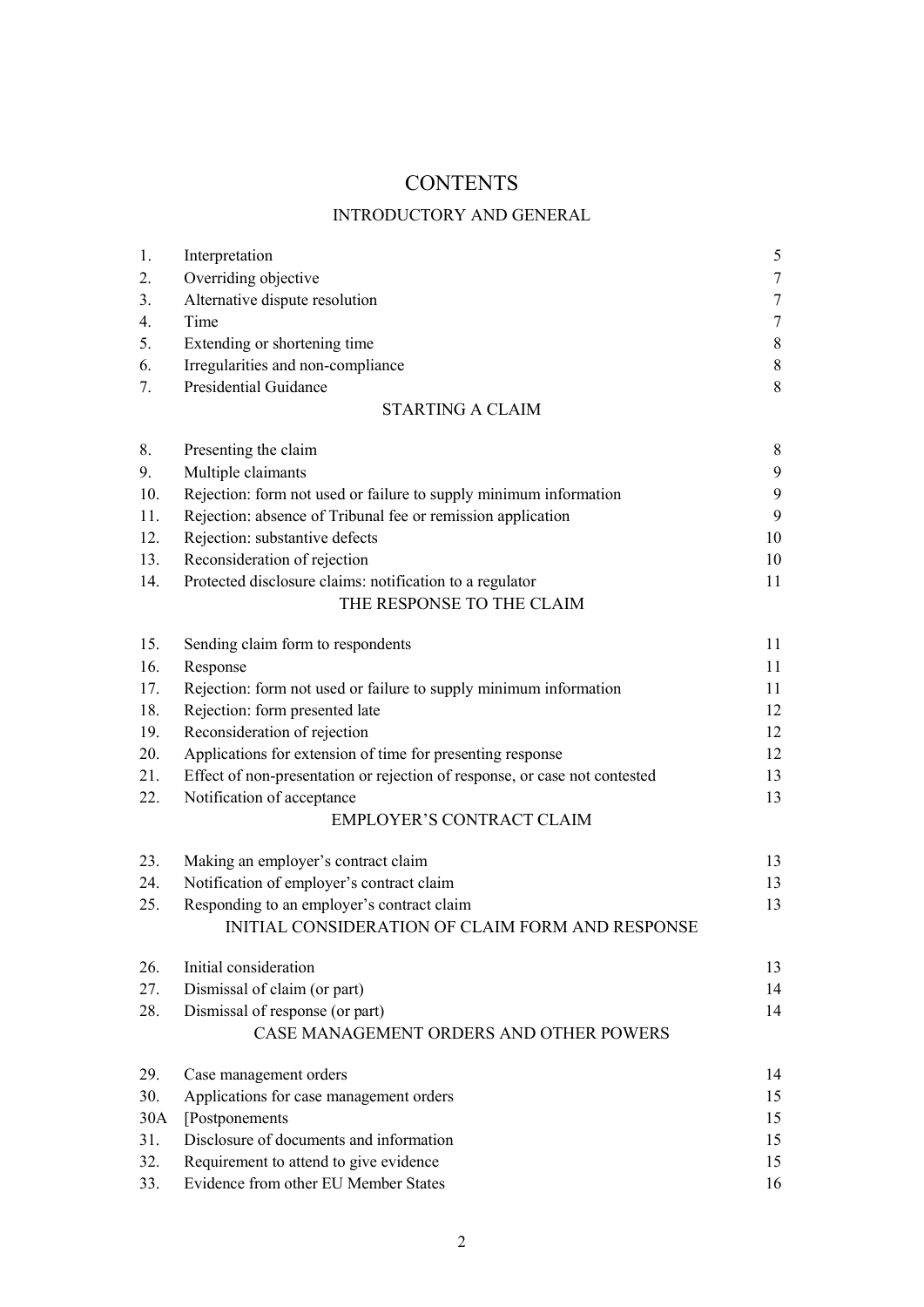# CONTENTS

## INTRODUCTORY AND GENERAL

| | | |
|---|---|---|
| 1. | Interpretation | 5 |
| 2. | Overriding objective | 7 |
| 3. | Alternative dispute resolution | 7 |
| 4. | Time | 7 |
| 5. | Extending or shortening time | 8 |
| 6. | Irregularities and non-compliance | 8 |
| 7. | Presidential Guidance | 8 |

## STARTING A CLAIM

| | | |
|---|---|---|
| 8. | Presenting the claim | 8 |
| 9. | Multiple claimants | 9 |
| 10. | Rejection: form not used or failure to supply minimum information | 9 |
| 11. | Rejection: absence of Tribunal fee or remission application | 9 |
| 12. | Rejection: substantive defects | 10 |
| 13. | Reconsideration of rejection | 10 |
| 14. | Protected disclosure claims: notification to a regulator | 11 |

## THE RESPONSE TO THE CLAIM

| | | |
|---|---|---|
| 15. | Sending claim form to respondents | 11 |
| 16. | Response | 11 |
| 17. | Rejection: form not used or failure to supply minimum information | 11 |
| 18. | Rejection: form presented late | 12 |
| 19. | Reconsideration of rejection | 12 |
| 20. | Applications for extension of time for presenting response | 12 |
| 21. | Effect of non-presentation or rejection of response, or case not contested | 13 |
| 22. | Notification of acceptance | 13 |

## EMPLOYER'S CONTRACT CLAIM

| | | |
|---|---|---|
| 23. | Making an employer's contract claim | 13 |
| 24. | Notification of employer's contract claim | 13 |
| 25. | Responding to an employer's contract claim | 13 |

## INITIAL CONSIDERATION OF CLAIM FORM AND RESPONSE

| | | |
|---|---|---|
| 26. | Initial consideration | 13 |
| 27. | Dismissal of claim (or part) | 14 |
| 28. | Dismissal of response (or part) | 14 |

## CASE MANAGEMENT ORDERS AND OTHER POWERS

| | | |
|---|---|---|
| 29. | Case management orders | 14 |
| 30. | Applications for case management orders | 15 |
| 30A | [Postponements | 15 |
| 31. | Disclosure of documents and information | 15 |
| 32. | Requirement to attend to give evidence | 15 |
| 33. | Evidence from other EU Member States | 16 |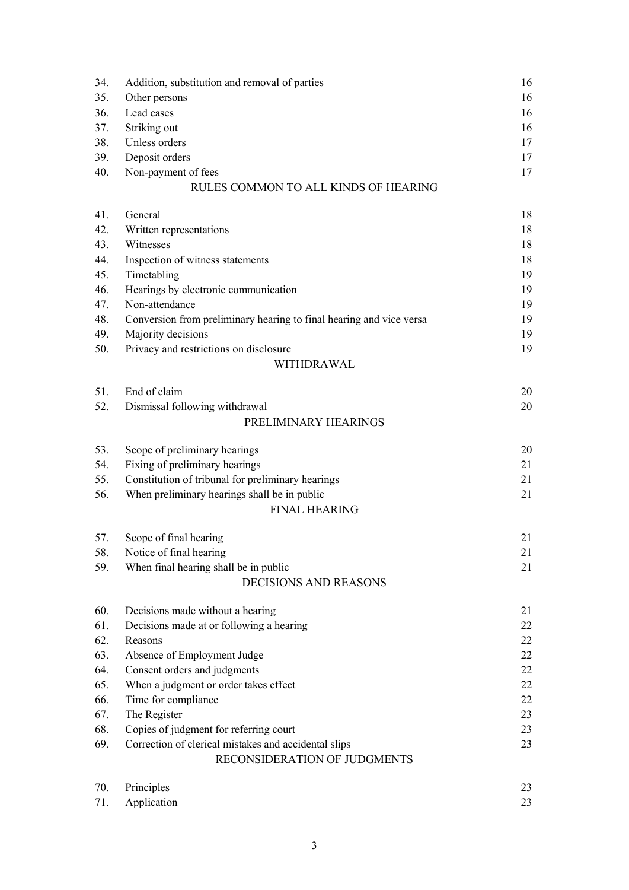| | | |
|---|---|---|
| 34. | Addition, substitution and removal of parties | 16 |
| 35. | Other persons | 16 |
| 36. | Lead cases | 16 |
| 37. | Striking out | 16 |
| 38. | Unless orders | 17 |
| 39. | Deposit orders | 17 |
| 40. | Non-payment of fees | 17 |

RULES COMMON TO ALL KINDS OF HEARING

| | | |
|---|---|---|
| 41. | General | 18 |
| 42. | Written representations | 18 |
| 43. | Witnesses | 18 |
| 44. | Inspection of witness statements | 18 |
| 45. | Timetabling | 19 |
| 46. | Hearings by electronic communication | 19 |
| 47. | Non-attendance | 19 |
| 48. | Conversion from preliminary hearing to final hearing and vice versa | 19 |
| 49. | Majority decisions | 19 |
| 50. | Privacy and restrictions on disclosure | 19 |

WITHDRAWAL

| | | |
|---|---|---|
| 51. | End of claim | 20 |
| 52. | Dismissal following withdrawal | 20 |

PRELIMINARY HEARINGS

| | | |
|---|---|---|
| 53. | Scope of preliminary hearings | 20 |
| 54. | Fixing of preliminary hearings | 21 |
| 55. | Constitution of tribunal for preliminary hearings | 21 |
| 56. | When preliminary hearings shall be in public | 21 |

FINAL HEARING

| | | |
|---|---|---|
| 57. | Scope of final hearing | 21 |
| 58. | Notice of final hearing | 21 |
| 59. | When final hearing shall be in public | 21 |

DECISIONS AND REASONS

| | | |
|---|---|---|
| 60. | Decisions made without a hearing | 21 |
| 61. | Decisions made at or following a hearing | 22 |
| 62. | Reasons | 22 |
| 63. | Absence of Employment Judge | 22 |
| 64. | Consent orders and judgments | 22 |
| 65. | When a judgment or order takes effect | 22 |
| 66. | Time for compliance | 22 |
| 67. | The Register | 23 |
| 68. | Copies of judgment for referring court | 23 |
| 69. | Correction of clerical mistakes and accidental slips | 23 |

RECONSIDERATION OF JUDGMENTS

| | | |
|---|---|---|
| 70. | Principles | 23 |
| 71. | Application | 23 |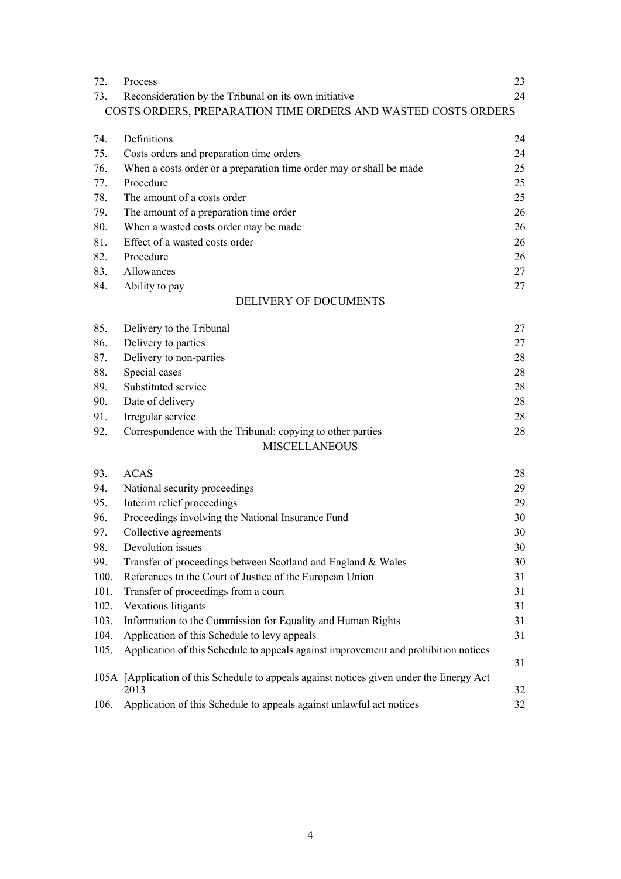| | | |
|---|---|---|
| 72. | Process | 23 |
| 73. | Reconsideration by the Tribunal on its own initiative | 24 |

## COSTS ORDERS, PREPARATION TIME ORDERS AND WASTED COSTS ORDERS

| | | |
|---|---|---|
| 74. | Definitions | 24 |
| 75. | Costs orders and preparation time orders | 24 |
| 76. | When a costs order or a preparation time order may or shall be made | 25 |
| 77. | Procedure | 25 |
| 78. | The amount of a costs order | 25 |
| 79. | The amount of a preparation time order | 26 |
| 80. | When a wasted costs order may be made | 26 |
| 81. | Effect of a wasted costs order | 26 |
| 82. | Procedure | 26 |
| 83. | Allowances | 27 |
| 84. | Ability to pay | 27 |

## DELIVERY OF DOCUMENTS

| | | |
|---|---|---|
| 85. | Delivery to the Tribunal | 27 |
| 86. | Delivery to parties | 27 |
| 87. | Delivery to non-parties | 28 |
| 88. | Special cases | 28 |
| 89. | Substituted service | 28 |
| 90. | Date of delivery | 28 |
| 91. | Irregular service | 28 |
| 92. | Correspondence with the Tribunal: copying to other parties | 28 |

## MISCELLANEOUS

| | | |
|---|---|---|
| 93. | ACAS | 28 |
| 94. | National security proceedings | 29 |
| 95. | Interim relief proceedings | 29 |
| 96. | Proceedings involving the National Insurance Fund | 30 |
| 97. | Collective agreements | 30 |
| 98. | Devolution issues | 30 |
| 99. | Transfer of proceedings between Scotland and England & Wales | 30 |
| 100. | References to the Court of Justice of the European Union | 31 |
| 101. | Transfer of proceedings from a court | 31 |
| 102. | Vexatious litigants | 31 |
| 103. | Information to the Commission for Equality and Human Rights | 31 |
| 104. | Application of this Schedule to levy appeals | 31 |
| 105. | Application of this Schedule to appeals against improvement and prohibition notices | 31 |
| 105A | [Application of this Schedule to appeals against notices given under the Energy Act 2013 | 32 |
| 106. | Application of this Schedule to appeals against unlawful act notices | 32 |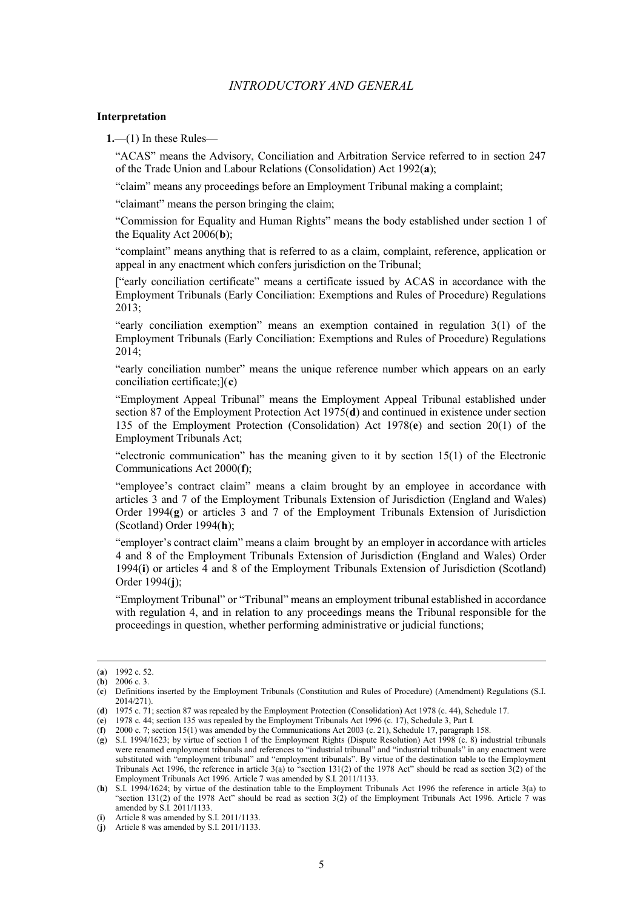## *INTRODUCTORY AND GENERAL*

### Interpretation

**1.**—(1) In these Rules—

"ACAS" means the Advisory, Conciliation and Arbitration Service referred to in section 247 of the Trade Union and Labour Relations (Consolidation) Act 1992(**a**);

"claim" means any proceedings before an Employment Tribunal making a complaint;

"claimant" means the person bringing the claim;

"Commission for Equality and Human Rights" means the body established under section 1 of the Equality Act 2006(**b**);

"complaint" means anything that is referred to as a claim, complaint, reference, application or appeal in any enactment which confers jurisdiction on the Tribunal;

["early conciliation certificate" means a certificate issued by ACAS in accordance with the Employment Tribunals (Early Conciliation: Exemptions and Rules of Procedure) Regulations 2013;

"early conciliation exemption" means an exemption contained in regulation 3(1) of the Employment Tribunals (Early Conciliation: Exemptions and Rules of Procedure) Regulations 2014;

"early conciliation number" means the unique reference number which appears on an early conciliation certificate;](**c**)

"Employment Appeal Tribunal" means the Employment Appeal Tribunal established under section 87 of the Employment Protection Act 1975(**d**) and continued in existence under section 135 of the Employment Protection (Consolidation) Act 1978(**e**) and section 20(1) of the Employment Tribunals Act;

"electronic communication" has the meaning given to it by section 15(1) of the Electronic Communications Act 2000(**f**);

"employee's contract claim" means a claim brought by an employee in accordance with articles 3 and 7 of the Employment Tribunals Extension of Jurisdiction (England and Wales) Order 1994(**g**) or articles 3 and 7 of the Employment Tribunals Extension of Jurisdiction (Scotland) Order 1994(**h**);

"employer's contract claim" means a claim brought by an employer in accordance with articles 4 and 8 of the Employment Tribunals Extension of Jurisdiction (England and Wales) Order 1994(**i**) or articles 4 and 8 of the Employment Tribunals Extension of Jurisdiction (Scotland) Order 1994(**j**);

"Employment Tribunal" or "Tribunal" means an employment tribunal established in accordance with regulation 4, and in relation to any proceedings means the Tribunal responsible for the proceedings in question, whether performing administrative or judicial functions;

---

(**a**) 1992 c. 52.

(**b**) 2006 c. 3.

(**c**) Definitions inserted by the Employment Tribunals (Constitution and Rules of Procedure) (Amendment) Regulations (S.I. 2014/271).

(**d**) 1975 c. 71; section 87 was repealed by the Employment Protection (Consolidation) Act 1978 (c. 44), Schedule 17.

(**e**) 1978 c. 44; section 135 was repealed by the Employment Tribunals Act 1996 (c. 17), Schedule 3, Part I.

(**f**) 2000 c. 7; section 15(1) was amended by the Communications Act 2003 (c. 21), Schedule 17, paragraph 158.

(**g**) S.I. 1994/1623; by virtue of section 1 of the Employment Rights (Dispute Resolution) Act 1998 (c. 8) industrial tribunals were renamed employment tribunals and references to "industrial tribunal" and "industrial tribunals" in any enactment were substituted with "employment tribunal" and "employment tribunals". By virtue of the destination table to the Employment Tribunals Act 1996, the reference in article 3(a) to "section 131(2) of the 1978 Act" should be read as section 3(2) of the Employment Tribunals Act 1996. Article 7 was amended by S.I. 2011/1133.

(**h**) S.I. 1994/1624; by virtue of the destination table to the Employment Tribunals Act 1996 the reference in article 3(a) to "section 131(2) of the 1978 Act" should be read as section 3(2) of the Employment Tribunals Act 1996. Article 7 was amended by S.I. 2011/1133.

(**i**) Article 8 was amended by S.I. 2011/1133.

(**j**) Article 8 was amended by S.I. 2011/1133.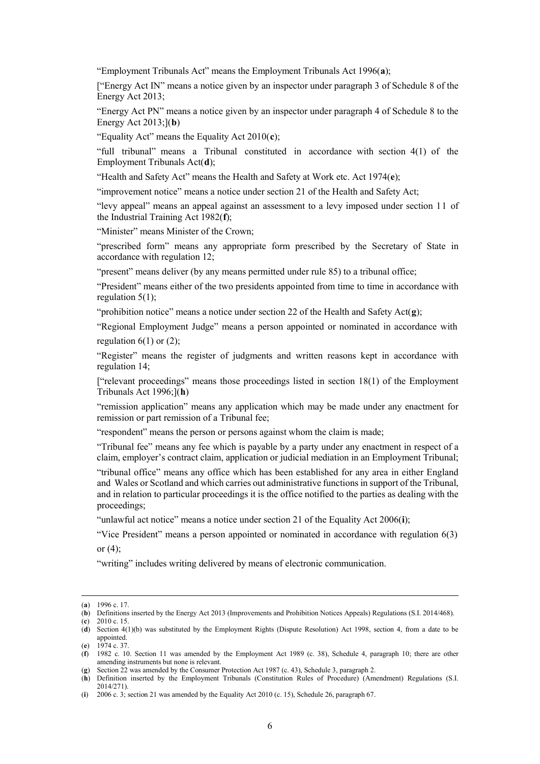"Employment Tribunals Act" means the Employment Tribunals Act 1996(**a**);

["Energy Act IN" means a notice given by an inspector under paragraph 3 of Schedule 8 of the Energy Act 2013;

"Energy Act PN" means a notice given by an inspector under paragraph 4 of Schedule 8 to the Energy Act 2013;](**b**)

"Equality Act" means the Equality Act 2010(**c**);

"full tribunal" means a Tribunal constituted in accordance with section 4(1) of the Employment Tribunals Act(**d**);

"Health and Safety Act" means the Health and Safety at Work etc. Act 1974(**e**);

"improvement notice" means a notice under section 21 of the Health and Safety Act;

"levy appeal" means an appeal against an assessment to a levy imposed under section 11 of the Industrial Training Act 1982(**f**);

"Minister" means Minister of the Crown;

"prescribed form" means any appropriate form prescribed by the Secretary of State in accordance with regulation 12;

"present" means deliver (by any means permitted under rule 85) to a tribunal office;

"President" means either of the two presidents appointed from time to time in accordance with regulation 5(1);

"prohibition notice" means a notice under section 22 of the Health and Safety Act(**g**);

"Regional Employment Judge" means a person appointed or nominated in accordance with regulation 6(1) or (2);

"Register" means the register of judgments and written reasons kept in accordance with regulation 14;

["relevant proceedings" means those proceedings listed in section 18(1) of the Employment Tribunals Act 1996;](**h**)

"remission application" means any application which may be made under any enactment for remission or part remission of a Tribunal fee;

"respondent" means the person or persons against whom the claim is made;

"Tribunal fee" means any fee which is payable by a party under any enactment in respect of a claim, employer's contract claim, application or judicial mediation in an Employment Tribunal;

"tribunal office" means any office which has been established for any area in either England and Wales or Scotland and which carries out administrative functions in support of the Tribunal, and in relation to particular proceedings it is the office notified to the parties as dealing with the proceedings;

"unlawful act notice" means a notice under section 21 of the Equality Act 2006(**i**);

"Vice President" means a person appointed or nominated in accordance with regulation 6(3) or (4);

"writing" includes writing delivered by means of electronic communication.

---

(**a**) 1996 c. 17.

(**b**) Definitions inserted by the Energy Act 2013 (Improvements and Prohibition Notices Appeals) Regulations (S.I. 2014/468).

(**c**) 2010 c. 15.

(**d**) Section 4(1)(b) was substituted by the Employment Rights (Dispute Resolution) Act 1998, section 4, from a date to be appointed.

(**e**) 1974 c. 37.

(**f**) 1982 c. 10. Section 11 was amended by the Employment Act 1989 (c. 38), Schedule 4, paragraph 10; there are other amending instruments but none is relevant.

(**g**) Section 22 was amended by the Consumer Protection Act 1987 (c. 43), Schedule 3, paragraph 2.

(**h**) Definition inserted by the Employment Tribunals (Constitution Rules of Procedure) (Amendment) Regulations (S.I. 2014/271).

(**i**) 2006 c. 3; section 21 was amended by the Equality Act 2010 (c. 15), Schedule 26, paragraph 67.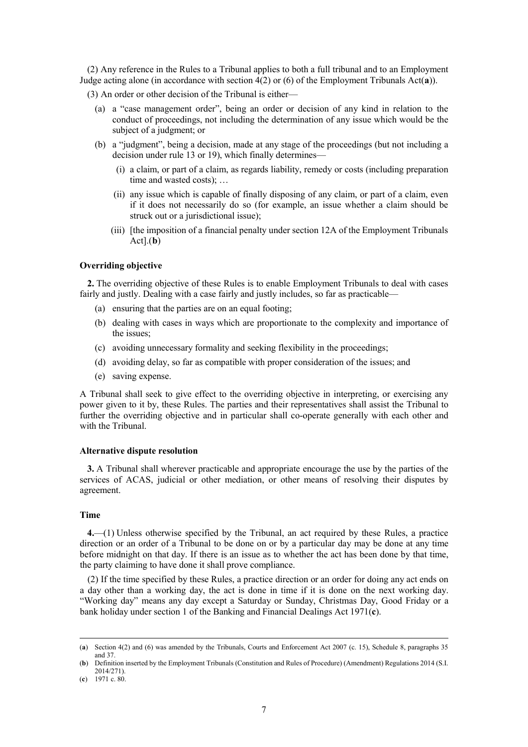(2) Any reference in the Rules to a Tribunal applies to both a full tribunal and to an Employment Judge acting alone (in accordance with section 4(2) or (6) of the Employment Tribunals Act(**a**)).

(3) An order or other decision of the Tribunal is either—

- (a) a "case management order", being an order or decision of any kind in relation to the conduct of proceedings, not including the determination of any issue which would be the subject of a judgment; or
- (b) a "judgment", being a decision, made at any stage of the proceedings (but not including a decision under rule 13 or 19), which finally determines—
  - (i) a claim, or part of a claim, as regards liability, remedy or costs (including preparation time and wasted costs); …
  - (ii) any issue which is capable of finally disposing of any claim, or part of a claim, even if it does not necessarily do so (for example, an issue whether a claim should be struck out or a jurisdictional issue);
  - (iii) [the imposition of a financial penalty under section 12A of the Employment Tribunals Act].(**b**)

### Overriding objective

**2.** The overriding objective of these Rules is to enable Employment Tribunals to deal with cases fairly and justly. Dealing with a case fairly and justly includes, so far as practicable—

- (a) ensuring that the parties are on an equal footing;
- (b) dealing with cases in ways which are proportionate to the complexity and importance of the issues;
- (c) avoiding unnecessary formality and seeking flexibility in the proceedings;
- (d) avoiding delay, so far as compatible with proper consideration of the issues; and
- (e) saving expense.

A Tribunal shall seek to give effect to the overriding objective in interpreting, or exercising any power given to it by, these Rules. The parties and their representatives shall assist the Tribunal to further the overriding objective and in particular shall co-operate generally with each other and with the Tribunal.

### Alternative dispute resolution

**3.** A Tribunal shall wherever practicable and appropriate encourage the use by the parties of the services of ACAS, judicial or other mediation, or other means of resolving their disputes by agreement.

### Time

**4.**—(1) Unless otherwise specified by the Tribunal, an act required by these Rules, a practice direction or an order of a Tribunal to be done on or by a particular day may be done at any time before midnight on that day. If there is an issue as to whether the act has been done by that time, the party claiming to have done it shall prove compliance.

(2) If the time specified by these Rules, a practice direction or an order for doing any act ends on a day other than a working day, the act is done in time if it is done on the next working day. "Working day" means any day except a Saturday or Sunday, Christmas Day, Good Friday or a bank holiday under section 1 of the Banking and Financial Dealings Act 1971(**c**).

---

(**a**) Section 4(2) and (6) was amended by the Tribunals, Courts and Enforcement Act 2007 (c. 15), Schedule 8, paragraphs 35 and 37.

(**b**) Definition inserted by the Employment Tribunals (Constitution and Rules of Procedure) (Amendment) Regulations 2014 (S.I. 2014/271).

(**c**) 1971 c. 80.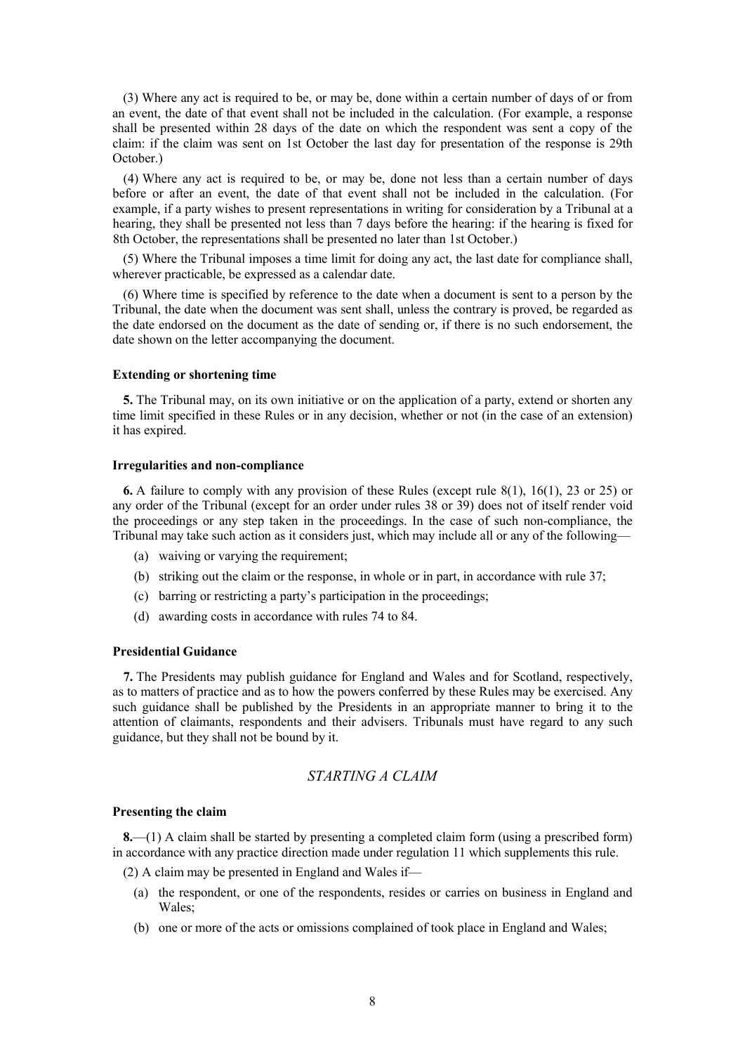(3) Where any act is required to be, or may be, done within a certain number of days of or from an event, the date of that event shall not be included in the calculation. (For example, a response shall be presented within 28 days of the date on which the respondent was sent a copy of the claim: if the claim was sent on 1st October the last day for presentation of the response is 29th October.)

(4) Where any act is required to be, or may be, done not less than a certain number of days before or after an event, the date of that event shall not be included in the calculation. (For example, if a party wishes to present representations in writing for consideration by a Tribunal at a hearing, they shall be presented not less than 7 days before the hearing: if the hearing is fixed for 8th October, the representations shall be presented no later than 1st October.)

(5) Where the Tribunal imposes a time limit for doing any act, the last date for compliance shall, wherever practicable, be expressed as a calendar date.

(6) Where time is specified by reference to the date when a document is sent to a person by the Tribunal, the date when the document was sent shall, unless the contrary is proved, be regarded as the date endorsed on the document as the date of sending or, if there is no such endorsement, the date shown on the letter accompanying the document.

**Extending or shortening time**

**5.** The Tribunal may, on its own initiative or on the application of a party, extend or shorten any time limit specified in these Rules or in any decision, whether or not (in the case of an extension) it has expired.

**Irregularities and non-compliance**

**6.** A failure to comply with any provision of these Rules (except rule 8(1), 16(1), 23 or 25) or any order of the Tribunal (except for an order under rules 38 or 39) does not of itself render void the proceedings or any step taken in the proceedings. In the case of such non-compliance, the Tribunal may take such action as it considers just, which may include all or any of the following—

(a) waiving or varying the requirement;

(b) striking out the claim or the response, in whole or in part, in accordance with rule 37;

(c) barring or restricting a party's participation in the proceedings;

(d) awarding costs in accordance with rules 74 to 84.

**Presidential Guidance**

**7.** The Presidents may publish guidance for England and Wales and for Scotland, respectively, as to matters of practice and as to how the powers conferred by these Rules may be exercised. Any such guidance shall be published by the Presidents in an appropriate manner to bring it to the attention of claimants, respondents and their advisers. Tribunals must have regard to any such guidance, but they shall not be bound by it.

## *STARTING A CLAIM*

**Presenting the claim**

**8.**—(1) A claim shall be started by presenting a completed claim form (using a prescribed form) in accordance with any practice direction made under regulation 11 which supplements this rule.

(2) A claim may be presented in England and Wales if—

(a) the respondent, or one of the respondents, resides or carries on business in England and Wales;

(b) one or more of the acts or omissions complained of took place in England and Wales;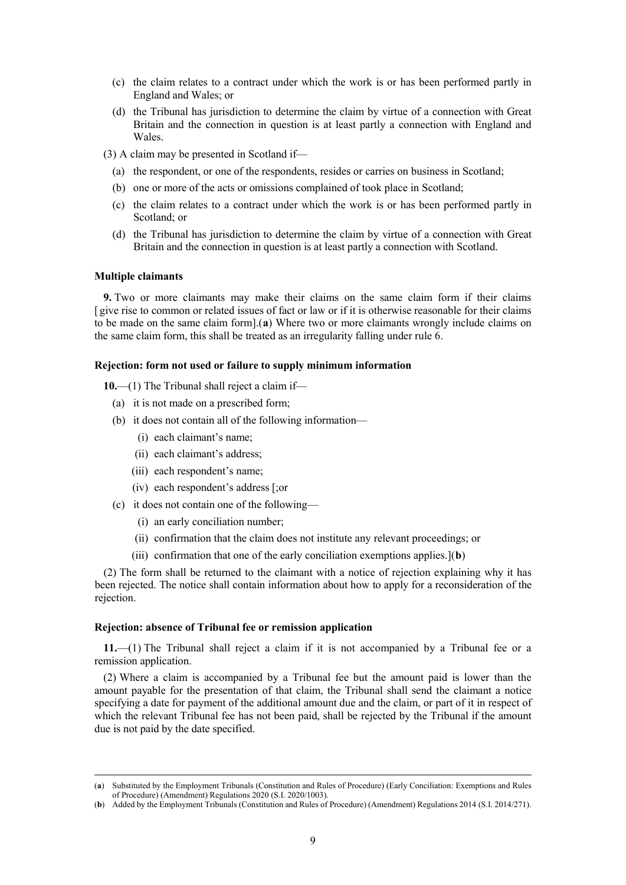(c) the claim relates to a contract under which the work is or has been performed partly in England and Wales; or

(d) the Tribunal has jurisdiction to determine the claim by virtue of a connection with Great Britain and the connection in question is at least partly a connection with England and Wales.

(3) A claim may be presented in Scotland if—

(a) the respondent, or one of the respondents, resides or carries on business in Scotland;

(b) one or more of the acts or omissions complained of took place in Scotland;

(c) the claim relates to a contract under which the work is or has been performed partly in Scotland; or

(d) the Tribunal has jurisdiction to determine the claim by virtue of a connection with Great Britain and the connection in question is at least partly a connection with Scotland.

**Multiple claimants**

**9.** Two or more claimants may make their claims on the same claim form if their claims [ give rise to common or related issues of fact or law or if it is otherwise reasonable for their claims to be made on the same claim form].(**a**) Where two or more claimants wrongly include claims on the same claim form, this shall be treated as an irregularity falling under rule 6.

**Rejection: form not used or failure to supply minimum information**

**10.**—(1) The Tribunal shall reject a claim if—

(a) it is not made on a prescribed form;

(b) it does not contain all of the following information—

(i) each claimant's name;

(ii) each claimant's address;

(iii) each respondent's name;

(iv) each respondent's address [;or

(c) it does not contain one of the following—

(i) an early conciliation number;

(ii) confirmation that the claim does not institute any relevant proceedings; or

(iii) confirmation that one of the early conciliation exemptions applies.](**b**)

(2) The form shall be returned to the claimant with a notice of rejection explaining why it has been rejected. The notice shall contain information about how to apply for a reconsideration of the rejection.

**Rejection: absence of Tribunal fee or remission application**

**11.**—(1) The Tribunal shall reject a claim if it is not accompanied by a Tribunal fee or a remission application.

(2) Where a claim is accompanied by a Tribunal fee but the amount paid is lower than the amount payable for the presentation of that claim, the Tribunal shall send the claimant a notice specifying a date for payment of the additional amount due and the claim, or part of it in respect of which the relevant Tribunal fee has not been paid, shall be rejected by the Tribunal if the amount due is not paid by the date specified.

---

(**a**) Substituted by the Employment Tribunals (Constitution and Rules of Procedure) (Early Conciliation: Exemptions and Rules of Procedure) (Amendment) Regulations 2020 (S.I. 2020/1003).

(**b**) Added by the Employment Tribunals (Constitution and Rules of Procedure) (Amendment) Regulations 2014 (S.I. 2014/271).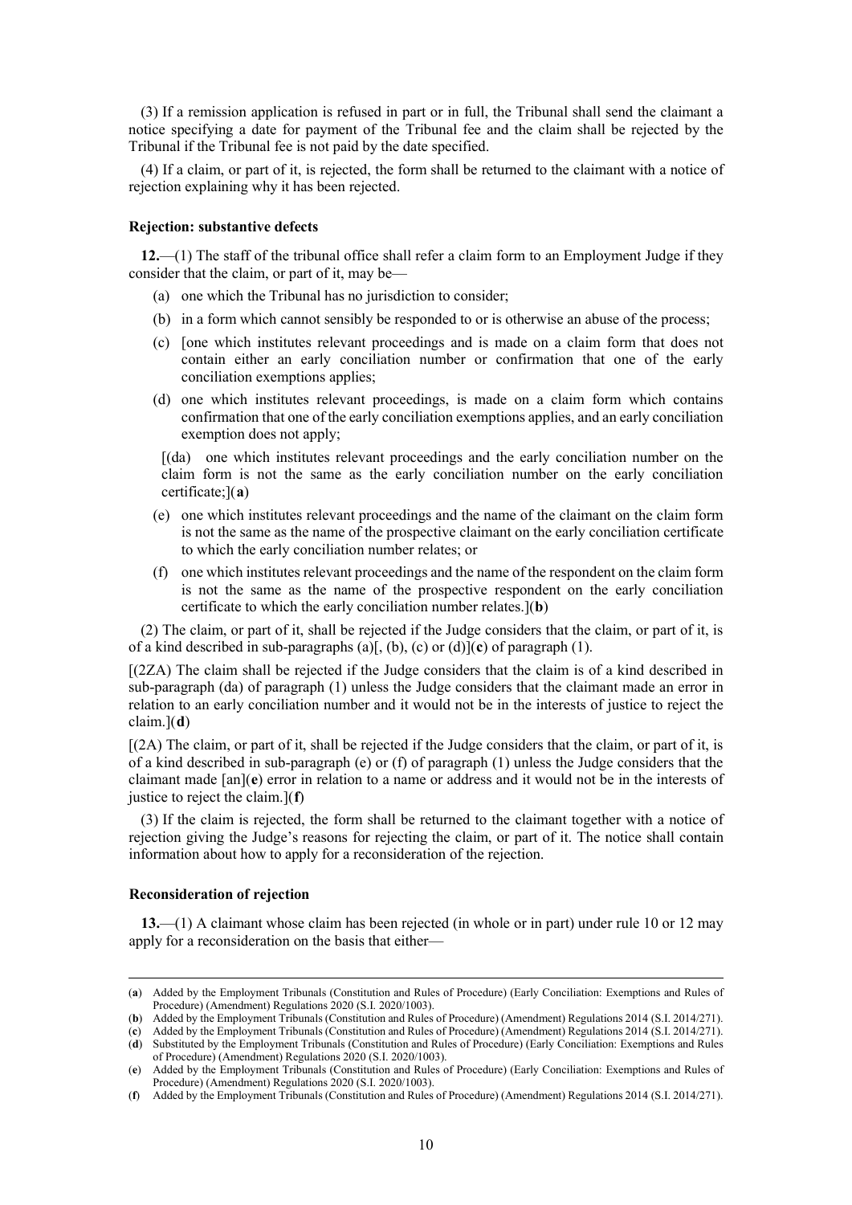(3) If a remission application is refused in part or in full, the Tribunal shall send the claimant a notice specifying a date for payment of the Tribunal fee and the claim shall be rejected by the Tribunal if the Tribunal fee is not paid by the date specified.

(4) If a claim, or part of it, is rejected, the form shall be returned to the claimant with a notice of rejection explaining why it has been rejected.

**Rejection: substantive defects**

**12.**—(1) The staff of the tribunal office shall refer a claim form to an Employment Judge if they consider that the claim, or part of it, may be—

- (a) one which the Tribunal has no jurisdiction to consider;
- (b) in a form which cannot sensibly be responded to or is otherwise an abuse of the process;
- (c) [one which institutes relevant proceedings and is made on a claim form that does not contain either an early conciliation number or confirmation that one of the early conciliation exemptions applies;
- (d) one which institutes relevant proceedings, is made on a claim form which contains confirmation that one of the early conciliation exemptions applies, and an early conciliation exemption does not apply;

[(da) one which institutes relevant proceedings and the early conciliation number on the claim form is not the same as the early conciliation number on the early conciliation certificate;](**a**)

- (e) one which institutes relevant proceedings and the name of the claimant on the claim form is not the same as the name of the prospective claimant on the early conciliation certificate to which the early conciliation number relates; or
- (f) one which institutes relevant proceedings and the name of the respondent on the claim form is not the same as the name of the prospective respondent on the early conciliation certificate to which the early conciliation number relates.](**b**)

(2) The claim, or part of it, shall be rejected if the Judge considers that the claim, or part of it, is of a kind described in sub-paragraphs (a)[, (b), (c) or (d)](**c**) of paragraph (1).

[(2ZA) The claim shall be rejected if the Judge considers that the claim is of a kind described in sub-paragraph (da) of paragraph (1) unless the Judge considers that the claimant made an error in relation to an early conciliation number and it would not be in the interests of justice to reject the claim.](**d**)

[(2A) The claim, or part of it, shall be rejected if the Judge considers that the claim, or part of it, is of a kind described in sub-paragraph (e) or (f) of paragraph (1) unless the Judge considers that the claimant made [an](**e**) error in relation to a name or address and it would not be in the interests of justice to reject the claim.](**f**)

(3) If the claim is rejected, the form shall be returned to the claimant together with a notice of rejection giving the Judge's reasons for rejecting the claim, or part of it. The notice shall contain information about how to apply for a reconsideration of the rejection.

**Reconsideration of rejection**

**13.**—(1) A claimant whose claim has been rejected (in whole or in part) under rule 10 or 12 may apply for a reconsideration on the basis that either—

---

(**a**) Added by the Employment Tribunals (Constitution and Rules of Procedure) (Early Conciliation: Exemptions and Rules of Procedure) (Amendment) Regulations 2020 (S.I. 2020/1003).

(**b**) Added by the Employment Tribunals (Constitution and Rules of Procedure) (Amendment) Regulations 2014 (S.I. 2014/271).

(**c**) Added by the Employment Tribunals (Constitution and Rules of Procedure) (Amendment) Regulations 2014 (S.I. 2014/271).

(**d**) Substituted by the Employment Tribunals (Constitution and Rules of Procedure) (Early Conciliation: Exemptions and Rules of Procedure) (Amendment) Regulations 2020 (S.I. 2020/1003).

(**e**) Added by the Employment Tribunals (Constitution and Rules of Procedure) (Early Conciliation: Exemptions and Rules of Procedure) (Amendment) Regulations 2020 (S.I. 2020/1003).

(**f**) Added by the Employment Tribunals (Constitution and Rules of Procedure) (Amendment) Regulations 2014 (S.I. 2014/271).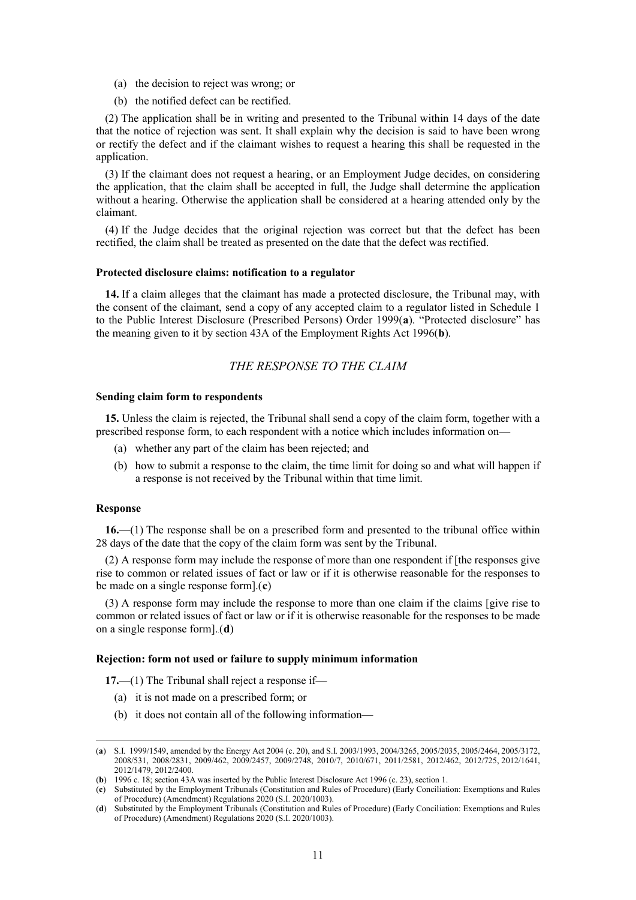(a) the decision to reject was wrong; or

(b) the notified defect can be rectified.

(2) The application shall be in writing and presented to the Tribunal within 14 days of the date that the notice of rejection was sent. It shall explain why the decision is said to have been wrong or rectify the defect and if the claimant wishes to request a hearing this shall be requested in the application.

(3) If the claimant does not request a hearing, or an Employment Judge decides, on considering the application, that the claim shall be accepted in full, the Judge shall determine the application without a hearing. Otherwise the application shall be considered at a hearing attended only by the claimant.

(4) If the Judge decides that the original rejection was correct but that the defect has been rectified, the claim shall be treated as presented on the date that the defect was rectified.

#### Protected disclosure claims: notification to a regulator

**14.** If a claim alleges that the claimant has made a protected disclosure, the Tribunal may, with the consent of the claimant, send a copy of any accepted claim to a regulator listed in Schedule 1 to the Public Interest Disclosure (Prescribed Persons) Order 1999(**a**). "Protected disclosure" has the meaning given to it by section 43A of the Employment Rights Act 1996(**b**).

### *THE RESPONSE TO THE CLAIM*

#### Sending claim form to respondents

**15.** Unless the claim is rejected, the Tribunal shall send a copy of the claim form, together with a prescribed response form, to each respondent with a notice which includes information on—

(a) whether any part of the claim has been rejected; and

(b) how to submit a response to the claim, the time limit for doing so and what will happen if a response is not received by the Tribunal within that time limit.

#### Response

**16.**—(1) The response shall be on a prescribed form and presented to the tribunal office within 28 days of the date that the copy of the claim form was sent by the Tribunal.

(2) A response form may include the response of more than one respondent if [the responses give rise to common or related issues of fact or law or if it is otherwise reasonable for the responses to be made on a single response form].(**c**)

(3) A response form may include the response to more than one claim if the claims [give rise to common or related issues of fact or law or if it is otherwise reasonable for the responses to be made on a single response form].(**d**)

#### Rejection: form not used or failure to supply minimum information

**17.**—(1) The Tribunal shall reject a response if—

(a) it is not made on a prescribed form; or

(b) it does not contain all of the following information—

---

(**a**) S.I. 1999/1549, amended by the Energy Act 2004 (c. 20), and S.I. 2003/1993, 2004/3265, 2005/2035, 2005/2464, 2005/3172, 2008/531, 2008/2831, 2009/462, 2009/2457, 2009/2748, 2010/7, 2010/671, 2011/2581, 2012/462, 2012/725, 2012/1641, 2012/1479, 2012/2400.

(**b**) 1996 c. 18; section 43A was inserted by the Public Interest Disclosure Act 1996 (c. 23), section 1.

(**c**) Substituted by the Employment Tribunals (Constitution and Rules of Procedure) (Early Conciliation: Exemptions and Rules of Procedure) (Amendment) Regulations 2020 (S.I. 2020/1003).

(**d**) Substituted by the Employment Tribunals (Constitution and Rules of Procedure) (Early Conciliation: Exemptions and Rules of Procedure) (Amendment) Regulations 2020 (S.I. 2020/1003).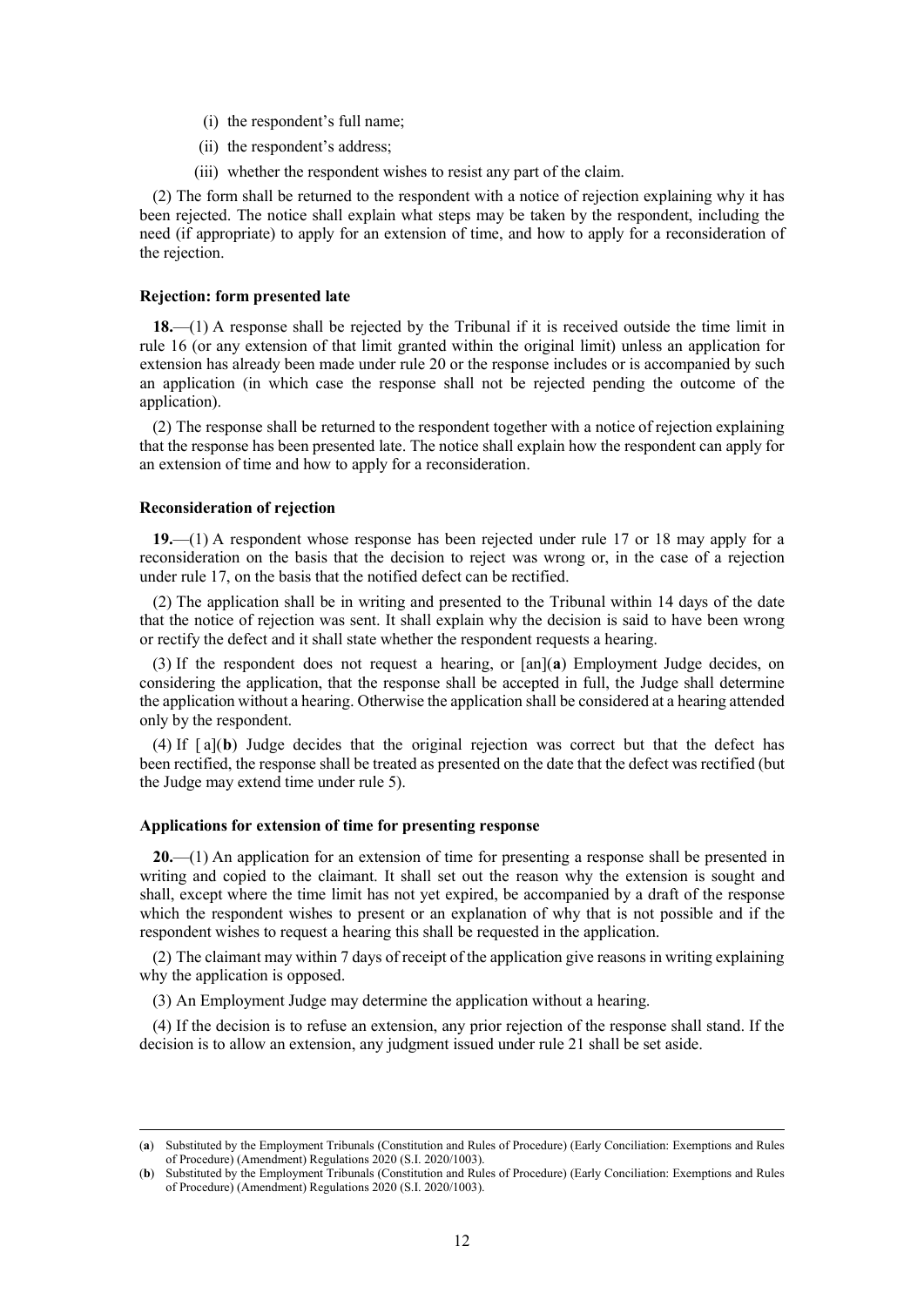(i) the respondent's full name;

(ii) the respondent's address;

(iii) whether the respondent wishes to resist any part of the claim.

(2) The form shall be returned to the respondent with a notice of rejection explaining why it has been rejected. The notice shall explain what steps may be taken by the respondent, including the need (if appropriate) to apply for an extension of time, and how to apply for a reconsideration of the rejection.

**Rejection: form presented late**

**18.**—(1) A response shall be rejected by the Tribunal if it is received outside the time limit in rule 16 (or any extension of that limit granted within the original limit) unless an application for extension has already been made under rule 20 or the response includes or is accompanied by such an application (in which case the response shall not be rejected pending the outcome of the application).

(2) The response shall be returned to the respondent together with a notice of rejection explaining that the response has been presented late. The notice shall explain how the respondent can apply for an extension of time and how to apply for a reconsideration.

**Reconsideration of rejection**

**19.**—(1) A respondent whose response has been rejected under rule 17 or 18 may apply for a reconsideration on the basis that the decision to reject was wrong or, in the case of a rejection under rule 17, on the basis that the notified defect can be rectified.

(2) The application shall be in writing and presented to the Tribunal within 14 days of the date that the notice of rejection was sent. It shall explain why the decision is said to have been wrong or rectify the defect and it shall state whether the respondent requests a hearing.

(3) If the respondent does not request a hearing, or [an](**a**) Employment Judge decides, on considering the application, that the response shall be accepted in full, the Judge shall determine the application without a hearing. Otherwise the application shall be considered at a hearing attended only by the respondent.

(4) If [ a](**b**) Judge decides that the original rejection was correct but that the defect has been rectified, the response shall be treated as presented on the date that the defect was rectified (but the Judge may extend time under rule 5).

**Applications for extension of time for presenting response**

**20.**—(1) An application for an extension of time for presenting a response shall be presented in writing and copied to the claimant. It shall set out the reason why the extension is sought and shall, except where the time limit has not yet expired, be accompanied by a draft of the response which the respondent wishes to present or an explanation of why that is not possible and if the respondent wishes to request a hearing this shall be requested in the application.

(2) The claimant may within 7 days of receipt of the application give reasons in writing explaining why the application is opposed.

(3) An Employment Judge may determine the application without a hearing.

(4) If the decision is to refuse an extension, any prior rejection of the response shall stand. If the decision is to allow an extension, any judgment issued under rule 21 shall be set aside.

---

(**a**) Substituted by the Employment Tribunals (Constitution and Rules of Procedure) (Early Conciliation: Exemptions and Rules of Procedure) (Amendment) Regulations 2020 (S.I. 2020/1003).

(**b**) Substituted by the Employment Tribunals (Constitution and Rules of Procedure) (Early Conciliation: Exemptions and Rules of Procedure) (Amendment) Regulations 2020 (S.I. 2020/1003).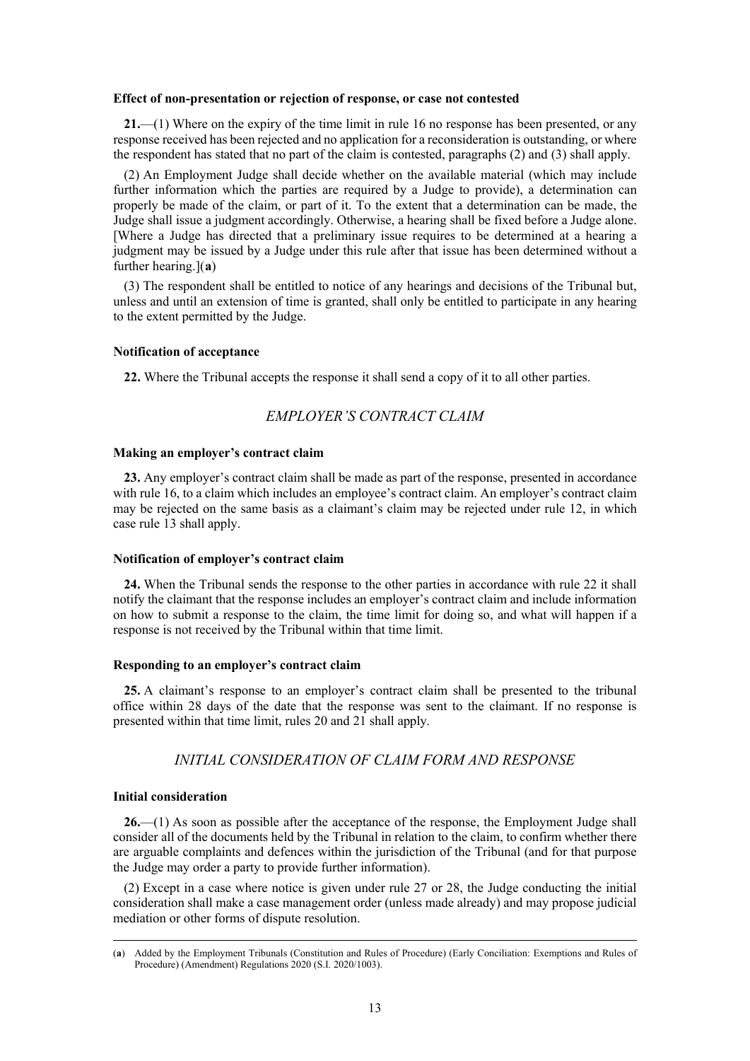**Effect of non-presentation or rejection of response, or case not contested**

**21.**—(1) Where on the expiry of the time limit in rule 16 no response has been presented, or any response received has been rejected and no application for a reconsideration is outstanding, or where the respondent has stated that no part of the claim is contested, paragraphs (2) and (3) shall apply.

(2) An Employment Judge shall decide whether on the available material (which may include further information which the parties are required by a Judge to provide), a determination can properly be made of the claim, or part of it. To the extent that a determination can be made, the Judge shall issue a judgment accordingly. Otherwise, a hearing shall be fixed before a Judge alone. [Where a Judge has directed that a preliminary issue requires to be determined at a hearing a judgment may be issued by a Judge under this rule after that issue has been determined without a further hearing.](**a**)

(3) The respondent shall be entitled to notice of any hearings and decisions of the Tribunal but, unless and until an extension of time is granted, shall only be entitled to participate in any hearing to the extent permitted by the Judge.

**Notification of acceptance**

**22.** Where the Tribunal accepts the response it shall send a copy of it to all other parties.

## *EMPLOYER'S CONTRACT CLAIM*

**Making an employer's contract claim**

**23.** Any employer's contract claim shall be made as part of the response, presented in accordance with rule 16, to a claim which includes an employee's contract claim. An employer's contract claim may be rejected on the same basis as a claimant's claim may be rejected under rule 12, in which case rule 13 shall apply.

**Notification of employer's contract claim**

**24.** When the Tribunal sends the response to the other parties in accordance with rule 22 it shall notify the claimant that the response includes an employer's contract claim and include information on how to submit a response to the claim, the time limit for doing so, and what will happen if a response is not received by the Tribunal within that time limit.

**Responding to an employer's contract claim**

**25.** A claimant's response to an employer's contract claim shall be presented to the tribunal office within 28 days of the date that the response was sent to the claimant. If no response is presented within that time limit, rules 20 and 21 shall apply.

## *INITIAL CONSIDERATION OF CLAIM FORM AND RESPONSE*

**Initial consideration**

**26.**—(1) As soon as possible after the acceptance of the response, the Employment Judge shall consider all of the documents held by the Tribunal in relation to the claim, to confirm whether there are arguable complaints and defences within the jurisdiction of the Tribunal (and for that purpose the Judge may order a party to provide further information).

(2) Except in a case where notice is given under rule 27 or 28, the Judge conducting the initial consideration shall make a case management order (unless made already) and may propose judicial mediation or other forms of dispute resolution.

---

(**a**) Added by the Employment Tribunals (Constitution and Rules of Procedure) (Early Conciliation: Exemptions and Rules of Procedure) (Amendment) Regulations 2020 (S.I. 2020/1003).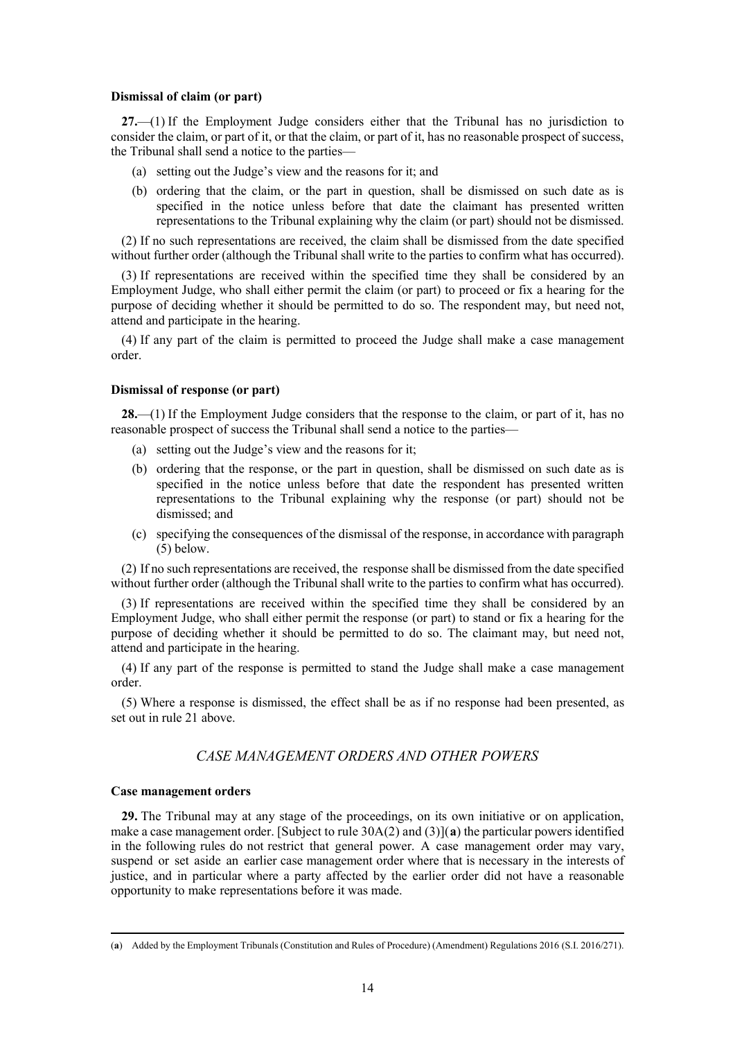**Dismissal of claim (or part)**

**27.**—(1) If the Employment Judge considers either that the Tribunal has no jurisdiction to consider the claim, or part of it, or that the claim, or part of it, has no reasonable prospect of success, the Tribunal shall send a notice to the parties—

- (a) setting out the Judge's view and the reasons for it; and
- (b) ordering that the claim, or the part in question, shall be dismissed on such date as is specified in the notice unless before that date the claimant has presented written representations to the Tribunal explaining why the claim (or part) should not be dismissed.

(2) If no such representations are received, the claim shall be dismissed from the date specified without further order (although the Tribunal shall write to the parties to confirm what has occurred).

(3) If representations are received within the specified time they shall be considered by an Employment Judge, who shall either permit the claim (or part) to proceed or fix a hearing for the purpose of deciding whether it should be permitted to do so. The respondent may, but need not, attend and participate in the hearing.

(4) If any part of the claim is permitted to proceed the Judge shall make a case management order.

**Dismissal of response (or part)**

**28.**—(1) If the Employment Judge considers that the response to the claim, or part of it, has no reasonable prospect of success the Tribunal shall send a notice to the parties—

- (a) setting out the Judge's view and the reasons for it;
- (b) ordering that the response, or the part in question, shall be dismissed on such date as is specified in the notice unless before that date the respondent has presented written representations to the Tribunal explaining why the response (or part) should not be dismissed; and
- (c) specifying the consequences of the dismissal of the response, in accordance with paragraph (5) below.

(2) If no such representations are received, the response shall be dismissed from the date specified without further order (although the Tribunal shall write to the parties to confirm what has occurred).

(3) If representations are received within the specified time they shall be considered by an Employment Judge, who shall either permit the response (or part) to stand or fix a hearing for the purpose of deciding whether it should be permitted to do so. The claimant may, but need not, attend and participate in the hearing.

(4) If any part of the response is permitted to stand the Judge shall make a case management order.

(5) Where a response is dismissed, the effect shall be as if no response had been presented, as set out in rule 21 above.

## *CASE MANAGEMENT ORDERS AND OTHER POWERS*

**Case management orders**

**29.** The Tribunal may at any stage of the proceedings, on its own initiative or on application, make a case management order. [Subject to rule 30A(2) and (3)](**a**) the particular powers identified in the following rules do not restrict that general power. A case management order may vary, suspend or set aside an earlier case management order where that is necessary in the interests of justice, and in particular where a party affected by the earlier order did not have a reasonable opportunity to make representations before it was made.

---

(**a**) Added by the Employment Tribunals (Constitution and Rules of Procedure) (Amendment) Regulations 2016 (S.I. 2016/271).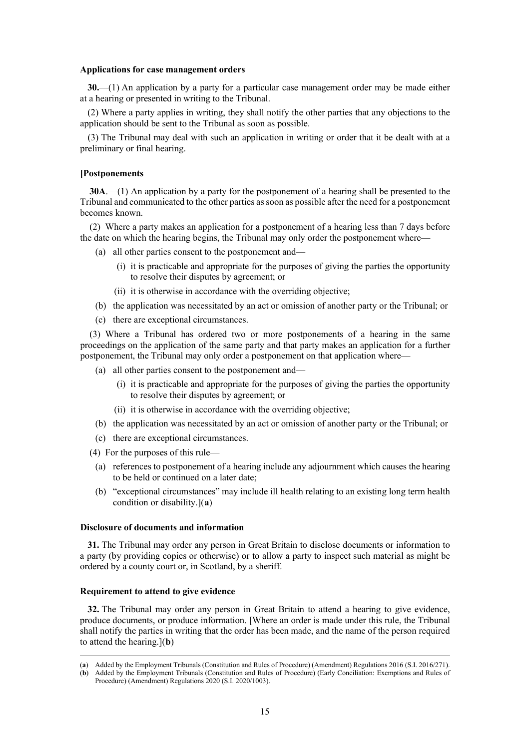### Applications for case management orders

**30.**—(1) An application by a party for a particular case management order may be made either at a hearing or presented in writing to the Tribunal.

(2) Where a party applies in writing, they shall notify the other parties that any objections to the application should be sent to the Tribunal as soon as possible.

(3) The Tribunal may deal with such an application in writing or order that it be dealt with at a preliminary or final hearing.

### [Postponements

**30A**.—(1) An application by a party for the postponement of a hearing shall be presented to the Tribunal and communicated to the other parties as soon as possible after the need for a postponement becomes known.

(2) Where a party makes an application for a postponement of a hearing less than 7 days before the date on which the hearing begins, the Tribunal may only order the postponement where—

- (a) all other parties consent to the postponement and—
  - (i) it is practicable and appropriate for the purposes of giving the parties the opportunity to resolve their disputes by agreement; or
  - (ii) it is otherwise in accordance with the overriding objective;
- (b) the application was necessitated by an act or omission of another party or the Tribunal; or
- (c) there are exceptional circumstances.

(3) Where a Tribunal has ordered two or more postponements of a hearing in the same proceedings on the application of the same party and that party makes an application for a further postponement, the Tribunal may only order a postponement on that application where—

- (a) all other parties consent to the postponement and—
  - (i) it is practicable and appropriate for the purposes of giving the parties the opportunity to resolve their disputes by agreement; or
  - (ii) it is otherwise in accordance with the overriding objective;
- (b) the application was necessitated by an act or omission of another party or the Tribunal; or
- (c) there are exceptional circumstances.

(4) For the purposes of this rule—

- (a) references to postponement of a hearing include any adjournment which causes the hearing to be held or continued on a later date;
- (b) "exceptional circumstances" may include ill health relating to an existing long term health condition or disability.](**a**)

### Disclosure of documents and information

**31.** The Tribunal may order any person in Great Britain to disclose documents or information to a party (by providing copies or otherwise) or to allow a party to inspect such material as might be ordered by a county court or, in Scotland, by a sheriff.

### Requirement to attend to give evidence

**32.** The Tribunal may order any person in Great Britain to attend a hearing to give evidence, produce documents, or produce information. [Where an order is made under this rule, the Tribunal shall notify the parties in writing that the order has been made, and the name of the person required to attend the hearing.](**b**)

---

(**a**) Added by the Employment Tribunals (Constitution and Rules of Procedure) (Amendment) Regulations 2016 (S.I. 2016/271).
(**b**) Added by the Employment Tribunals (Constitution and Rules of Procedure) (Early Conciliation: Exemptions and Rules of Procedure) (Amendment) Regulations 2020 (S.I. 2020/1003).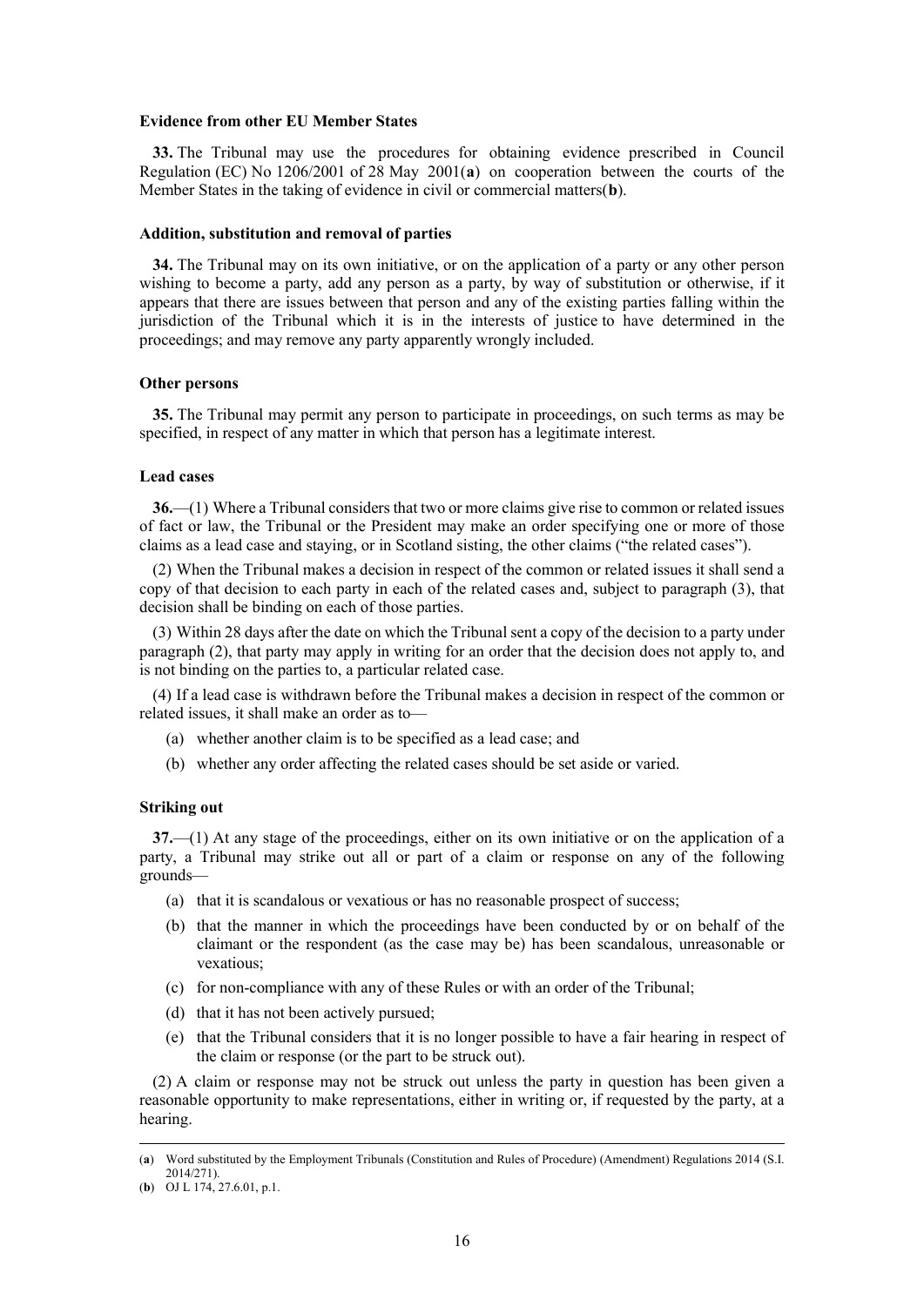**Evidence from other EU Member States**

**33.** The Tribunal may use the procedures for obtaining evidence prescribed in Council Regulation (EC) No 1206/2001 of 28 May 2001([a]) on cooperation between the courts of the Member States in the taking of evidence in civil or commercial matters([b]).

**Addition, substitution and removal of parties**

**34.** The Tribunal may on its own initiative, or on the application of a party or any other person wishing to become a party, add any person as a party, by way of substitution or otherwise, if it appears that there are issues between that person and any of the existing parties falling within the jurisdiction of the Tribunal which it is in the interests of justice to have determined in the proceedings; and may remove any party apparently wrongly included.

**Other persons**

**35.** The Tribunal may permit any person to participate in proceedings, on such terms as may be specified, in respect of any matter in which that person has a legitimate interest.

**Lead cases**

**36.**—(1) Where a Tribunal considers that two or more claims give rise to common or related issues of fact or law, the Tribunal or the President may make an order specifying one or more of those claims as a lead case and staying, or in Scotland sisting, the other claims ("the related cases").

(2) When the Tribunal makes a decision in respect of the common or related issues it shall send a copy of that decision to each party in each of the related cases and, subject to paragraph (3), that decision shall be binding on each of those parties.

(3) Within 28 days after the date on which the Tribunal sent a copy of the decision to a party under paragraph (2), that party may apply in writing for an order that the decision does not apply to, and is not binding on the parties to, a particular related case.

(4) If a lead case is withdrawn before the Tribunal makes a decision in respect of the common or related issues, it shall make an order as to—

(a) whether another claim is to be specified as a lead case; and

(b) whether any order affecting the related cases should be set aside or varied.

**Striking out**

**37.**—(1) At any stage of the proceedings, either on its own initiative or on the application of a party, a Tribunal may strike out all or part of a claim or response on any of the following grounds—

(a) that it is scandalous or vexatious or has no reasonable prospect of success;

(b) that the manner in which the proceedings have been conducted by or on behalf of the claimant or the respondent (as the case may be) has been scandalous, unreasonable or vexatious;

(c) for non-compliance with any of these Rules or with an order of the Tribunal;

(d) that it has not been actively pursued;

(e) that the Tribunal considers that it is no longer possible to have a fair hearing in respect of the claim or response (or the part to be struck out).

(2) A claim or response may not be struck out unless the party in question has been given a reasonable opportunity to make representations, either in writing or, if requested by the party, at a hearing.

---

(**a**) Word substituted by the Employment Tribunals (Constitution and Rules of Procedure) (Amendment) Regulations 2014 (S.I. 2014/271).

(**b**) OJ L 174, 27.6.01, p.1.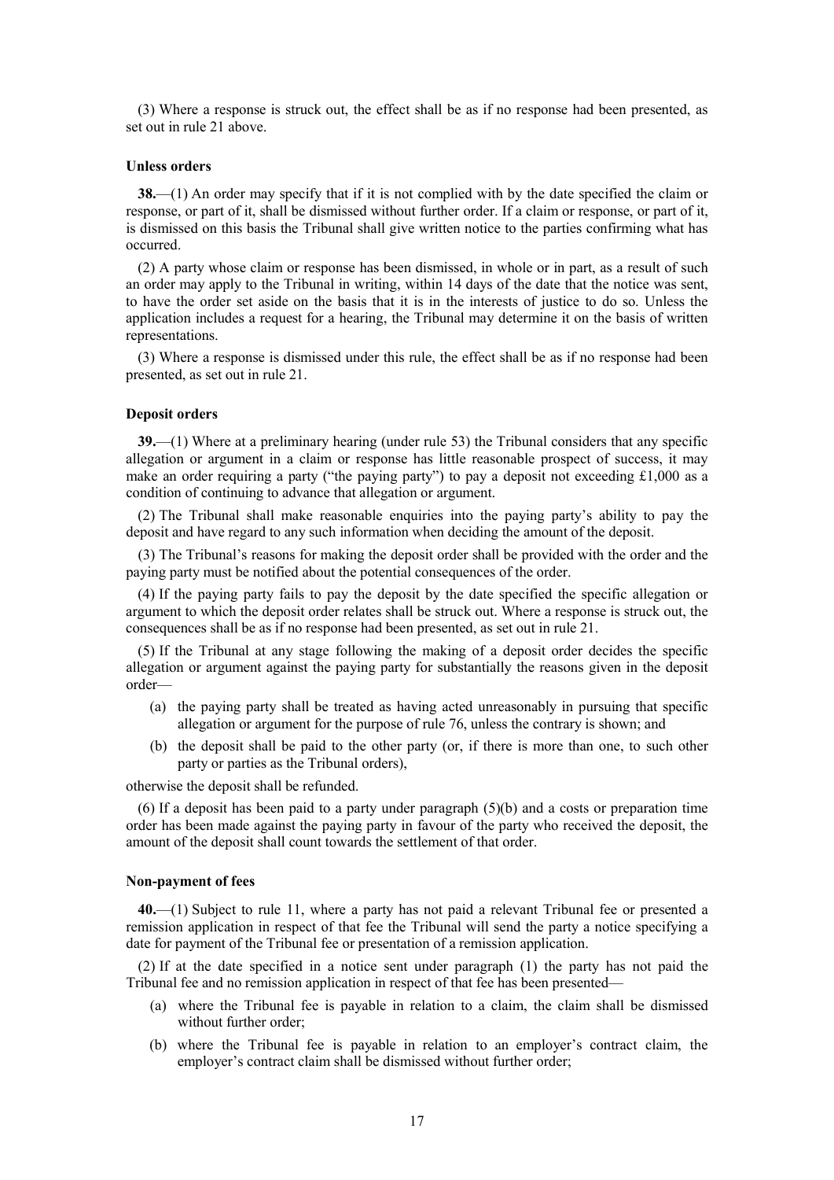(3) Where a response is struck out, the effect shall be as if no response had been presented, as set out in rule 21 above.

**Unless orders**

**38.**—(1) An order may specify that if it is not complied with by the date specified the claim or response, or part of it, shall be dismissed without further order. If a claim or response, or part of it, is dismissed on this basis the Tribunal shall give written notice to the parties confirming what has occurred.

(2) A party whose claim or response has been dismissed, in whole or in part, as a result of such an order may apply to the Tribunal in writing, within 14 days of the date that the notice was sent, to have the order set aside on the basis that it is in the interests of justice to do so. Unless the application includes a request for a hearing, the Tribunal may determine it on the basis of written representations.

(3) Where a response is dismissed under this rule, the effect shall be as if no response had been presented, as set out in rule 21.

**Deposit orders**

**39.**—(1) Where at a preliminary hearing (under rule 53) the Tribunal considers that any specific allegation or argument in a claim or response has little reasonable prospect of success, it may make an order requiring a party ("the paying party") to pay a deposit not exceeding £1,000 as a condition of continuing to advance that allegation or argument.

(2) The Tribunal shall make reasonable enquiries into the paying party's ability to pay the deposit and have regard to any such information when deciding the amount of the deposit.

(3) The Tribunal's reasons for making the deposit order shall be provided with the order and the paying party must be notified about the potential consequences of the order.

(4) If the paying party fails to pay the deposit by the date specified the specific allegation or argument to which the deposit order relates shall be struck out. Where a response is struck out, the consequences shall be as if no response had been presented, as set out in rule 21.

(5) If the Tribunal at any stage following the making of a deposit order decides the specific allegation or argument against the paying party for substantially the reasons given in the deposit order—

- (a) the paying party shall be treated as having acted unreasonably in pursuing that specific allegation or argument for the purpose of rule 76, unless the contrary is shown; and
- (b) the deposit shall be paid to the other party (or, if there is more than one, to such other party or parties as the Tribunal orders),

otherwise the deposit shall be refunded.

(6) If a deposit has been paid to a party under paragraph (5)(b) and a costs or preparation time order has been made against the paying party in favour of the party who received the deposit, the amount of the deposit shall count towards the settlement of that order.

**Non-payment of fees**

**40.**—(1) Subject to rule 11, where a party has not paid a relevant Tribunal fee or presented a remission application in respect of that fee the Tribunal will send the party a notice specifying a date for payment of the Tribunal fee or presentation of a remission application.

(2) If at the date specified in a notice sent under paragraph (1) the party has not paid the Tribunal fee and no remission application in respect of that fee has been presented—

- (a) where the Tribunal fee is payable in relation to a claim, the claim shall be dismissed without further order;
- (b) where the Tribunal fee is payable in relation to an employer's contract claim, the employer's contract claim shall be dismissed without further order;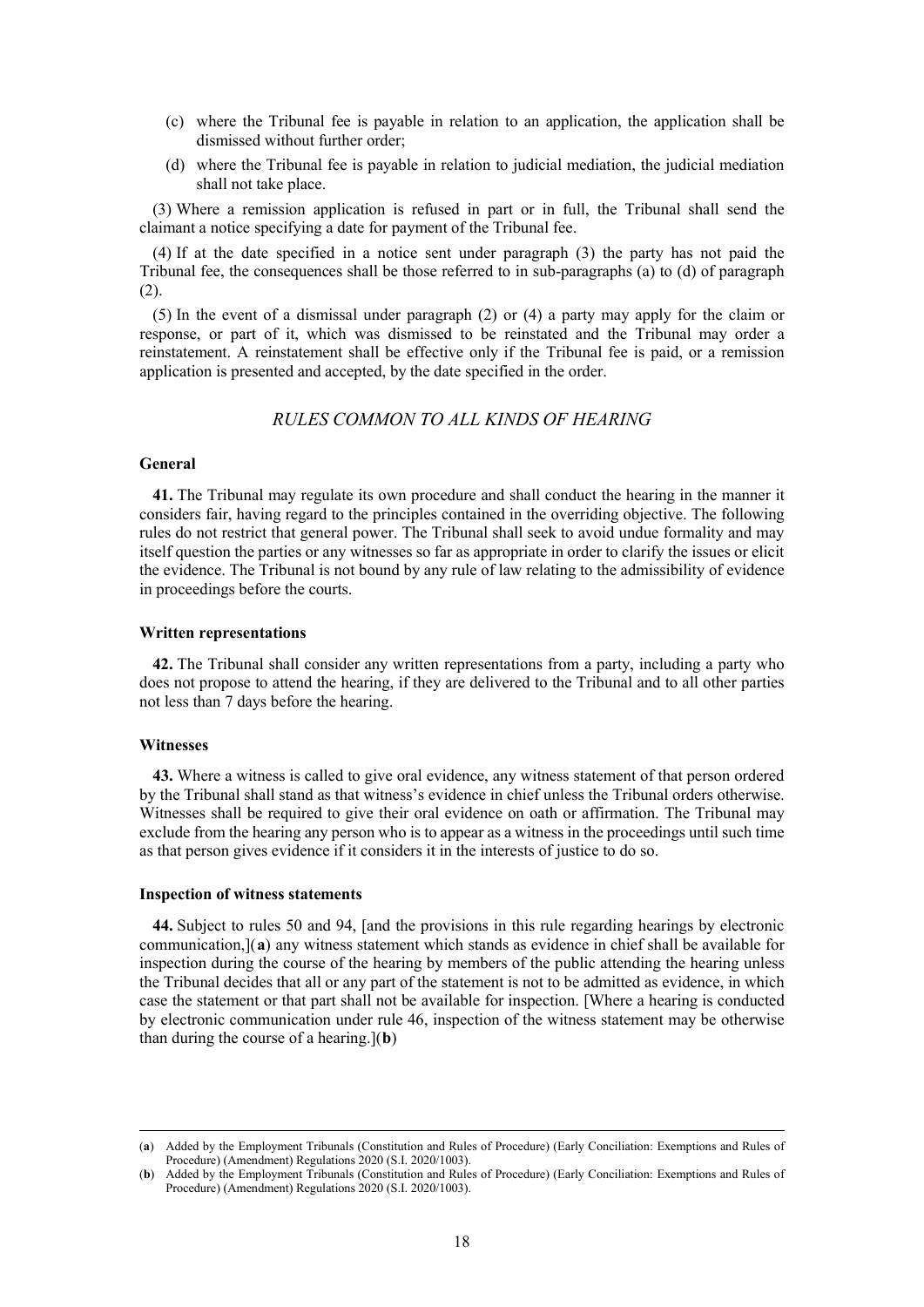(c) where the Tribunal fee is payable in relation to an application, the application shall be dismissed without further order;

(d) where the Tribunal fee is payable in relation to judicial mediation, the judicial mediation shall not take place.

(3) Where a remission application is refused in part or in full, the Tribunal shall send the claimant a notice specifying a date for payment of the Tribunal fee.

(4) If at the date specified in a notice sent under paragraph (3) the party has not paid the Tribunal fee, the consequences shall be those referred to in sub-paragraphs (a) to (d) of paragraph (2).

(5) In the event of a dismissal under paragraph (2) or (4) a party may apply for the claim or response, or part of it, which was dismissed to be reinstated and the Tribunal may order a reinstatement. A reinstatement shall be effective only if the Tribunal fee is paid, or a remission application is presented and accepted, by the date specified in the order.

## *RULES COMMON TO ALL KINDS OF HEARING*

### General

**41.** The Tribunal may regulate its own procedure and shall conduct the hearing in the manner it considers fair, having regard to the principles contained in the overriding objective. The following rules do not restrict that general power. The Tribunal shall seek to avoid undue formality and may itself question the parties or any witnesses so far as appropriate in order to clarify the issues or elicit the evidence. The Tribunal is not bound by any rule of law relating to the admissibility of evidence in proceedings before the courts.

### Written representations

**42.** The Tribunal shall consider any written representations from a party, including a party who does not propose to attend the hearing, if they are delivered to the Tribunal and to all other parties not less than 7 days before the hearing.

### Witnesses

**43.** Where a witness is called to give oral evidence, any witness statement of that person ordered by the Tribunal shall stand as that witness's evidence in chief unless the Tribunal orders otherwise. Witnesses shall be required to give their oral evidence on oath or affirmation. The Tribunal may exclude from the hearing any person who is to appear as a witness in the proceedings until such time as that person gives evidence if it considers it in the interests of justice to do so.

### Inspection of witness statements

**44.** Subject to rules 50 and 94, [and the provisions in this rule regarding hearings by electronic communication,](**a**) any witness statement which stands as evidence in chief shall be available for inspection during the course of the hearing by members of the public attending the hearing unless the Tribunal decides that all or any part of the statement is not to be admitted as evidence, in which case the statement or that part shall not be available for inspection. [Where a hearing is conducted by electronic communication under rule 46, inspection of the witness statement may be otherwise than during the course of a hearing.](**b**)

---

(**a**) Added by the Employment Tribunals (Constitution and Rules of Procedure) (Early Conciliation: Exemptions and Rules of Procedure) (Amendment) Regulations 2020 (S.I. 2020/1003).

(**b**) Added by the Employment Tribunals (Constitution and Rules of Procedure) (Early Conciliation: Exemptions and Rules of Procedure) (Amendment) Regulations 2020 (S.I. 2020/1003).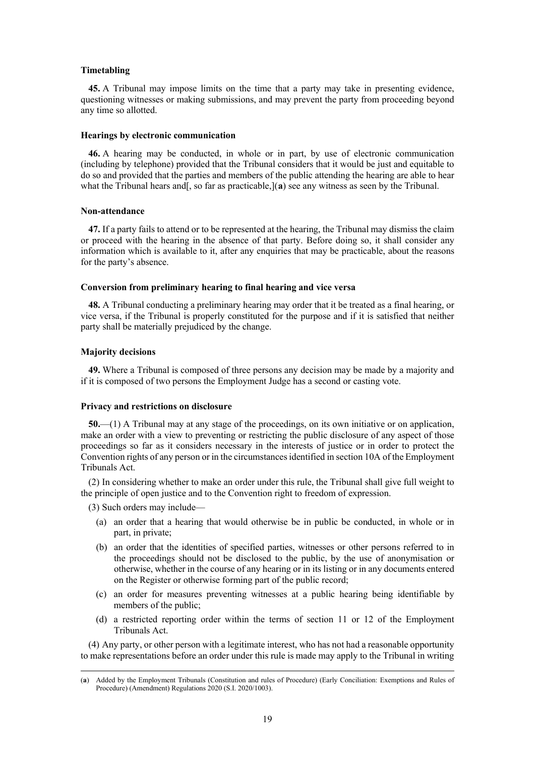**Timetabling**

**45.** A Tribunal may impose limits on the time that a party may take in presenting evidence, questioning witnesses or making submissions, and may prevent the party from proceeding beyond any time so allotted.

**Hearings by electronic communication**

**46.** A hearing may be conducted, in whole or in part, by use of electronic communication (including by telephone) provided that the Tribunal considers that it would be just and equitable to do so and provided that the parties and members of the public attending the hearing are able to hear what the Tribunal hears and[, so far as practicable,](**a**) see any witness as seen by the Tribunal.

**Non-attendance**

**47.** If a party fails to attend or to be represented at the hearing, the Tribunal may dismiss the claim or proceed with the hearing in the absence of that party. Before doing so, it shall consider any information which is available to it, after any enquiries that may be practicable, about the reasons for the party's absence.

**Conversion from preliminary hearing to final hearing and vice versa**

**48.** A Tribunal conducting a preliminary hearing may order that it be treated as a final hearing, or vice versa, if the Tribunal is properly constituted for the purpose and if it is satisfied that neither party shall be materially prejudiced by the change.

**Majority decisions**

**49.** Where a Tribunal is composed of three persons any decision may be made by a majority and if it is composed of two persons the Employment Judge has a second or casting vote.

**Privacy and restrictions on disclosure**

**50.**—(1) A Tribunal may at any stage of the proceedings, on its own initiative or on application, make an order with a view to preventing or restricting the public disclosure of any aspect of those proceedings so far as it considers necessary in the interests of justice or in order to protect the Convention rights of any person or in the circumstances identified in section 10A of the Employment Tribunals Act.

(2) In considering whether to make an order under this rule, the Tribunal shall give full weight to the principle of open justice and to the Convention right to freedom of expression.

(3) Such orders may include—

(a) an order that a hearing that would otherwise be in public be conducted, in whole or in part, in private;

(b) an order that the identities of specified parties, witnesses or other persons referred to in the proceedings should not be disclosed to the public, by the use of anonymisation or otherwise, whether in the course of any hearing or in its listing or in any documents entered on the Register or otherwise forming part of the public record;

(c) an order for measures preventing witnesses at a public hearing being identifiable by members of the public;

(d) a restricted reporting order within the terms of section 11 or 12 of the Employment Tribunals Act.

(4) Any party, or other person with a legitimate interest, who has not had a reasonable opportunity to make representations before an order under this rule is made may apply to the Tribunal in writing

---

(**a**) Added by the Employment Tribunals (Constitution and rules of Procedure) (Early Conciliation: Exemptions and Rules of Procedure) (Amendment) Regulations 2020 (S.I. 2020/1003).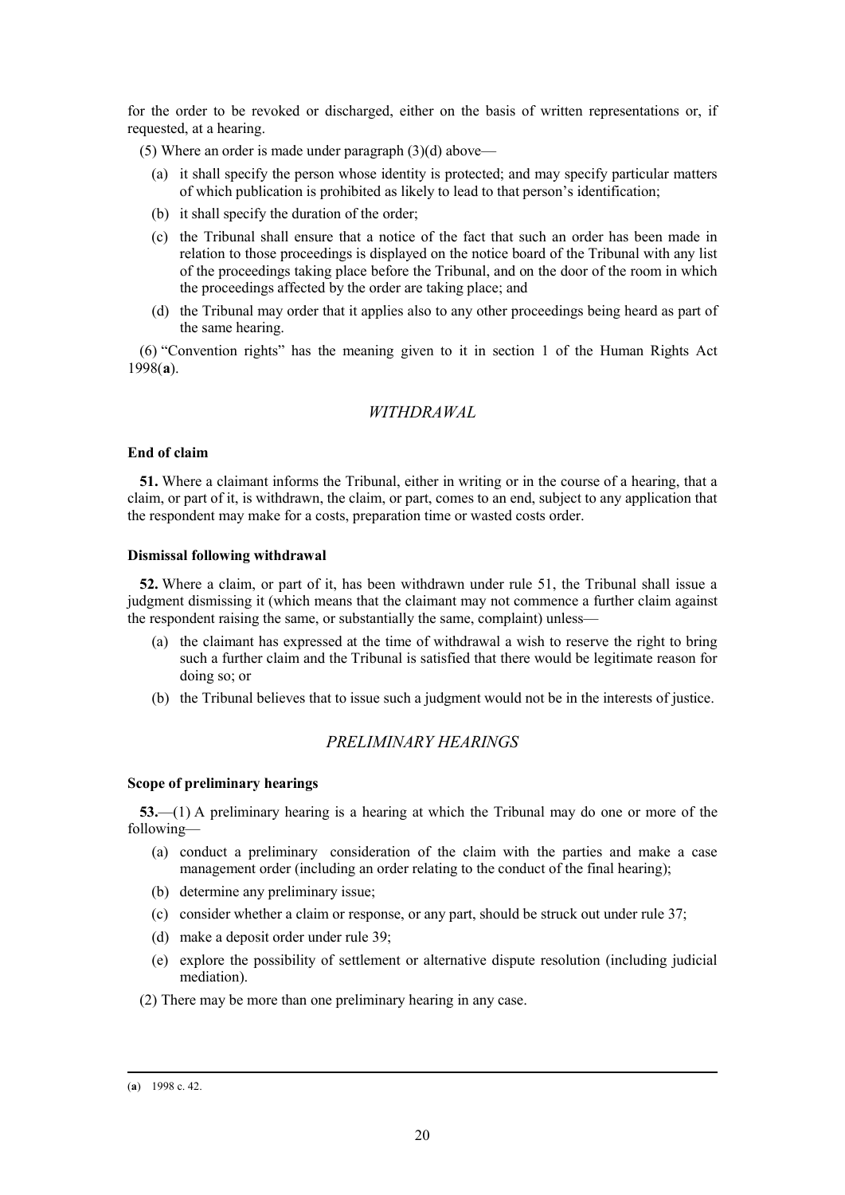for the order to be revoked or discharged, either on the basis of written representations or, if requested, at a hearing.

(5) Where an order is made under paragraph (3)(d) above—

- (a) it shall specify the person whose identity is protected; and may specify particular matters of which publication is prohibited as likely to lead to that person's identification;
- (b) it shall specify the duration of the order;
- (c) the Tribunal shall ensure that a notice of the fact that such an order has been made in relation to those proceedings is displayed on the notice board of the Tribunal with any list of the proceedings taking place before the Tribunal, and on the door of the room in which the proceedings affected by the order are taking place; and
- (d) the Tribunal may order that it applies also to any other proceedings being heard as part of the same hearing.

(6) "Convention rights" has the meaning given to it in section 1 of the Human Rights Act 1998(**a**).

## *WITHDRAWAL*

**End of claim**

**51.** Where a claimant informs the Tribunal, either in writing or in the course of a hearing, that a claim, or part of it, is withdrawn, the claim, or part, comes to an end, subject to any application that the respondent may make for a costs, preparation time or wasted costs order.

**Dismissal following withdrawal**

**52.** Where a claim, or part of it, has been withdrawn under rule 51, the Tribunal shall issue a judgment dismissing it (which means that the claimant may not commence a further claim against the respondent raising the same, or substantially the same, complaint) unless—

- (a) the claimant has expressed at the time of withdrawal a wish to reserve the right to bring such a further claim and the Tribunal is satisfied that there would be legitimate reason for doing so; or
- (b) the Tribunal believes that to issue such a judgment would not be in the interests of justice.

## *PRELIMINARY HEARINGS*

**Scope of preliminary hearings**

**53.**—(1) A preliminary hearing is a hearing at which the Tribunal may do one or more of the following—

- (a) conduct a preliminary consideration of the claim with the parties and make a case management order (including an order relating to the conduct of the final hearing);
- (b) determine any preliminary issue;
- (c) consider whether a claim or response, or any part, should be struck out under rule 37;
- (d) make a deposit order under rule 39;
- (e) explore the possibility of settlement or alternative dispute resolution (including judicial mediation).

(2) There may be more than one preliminary hearing in any case.

(**a**) 1998 c. 42.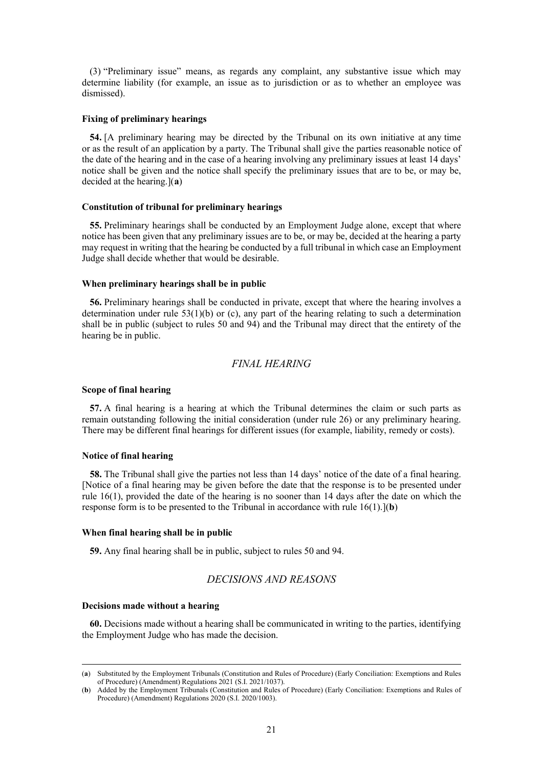(3) "Preliminary issue" means, as regards any complaint, any substantive issue which may determine liability (for example, an issue as to jurisdiction or as to whether an employee was dismissed).

#### Fixing of preliminary hearings

**54.** [A preliminary hearing may be directed by the Tribunal on its own initiative at any time or as the result of an application by a party. The Tribunal shall give the parties reasonable notice of the date of the hearing and in the case of a hearing involving any preliminary issues at least 14 days' notice shall be given and the notice shall specify the preliminary issues that are to be, or may be, decided at the hearing.](**a**)

#### Constitution of tribunal for preliminary hearings

**55.** Preliminary hearings shall be conducted by an Employment Judge alone, except that where notice has been given that any preliminary issues are to be, or may be, decided at the hearing a party may request in writing that the hearing be conducted by a full tribunal in which case an Employment Judge shall decide whether that would be desirable.

#### When preliminary hearings shall be in public

**56.** Preliminary hearings shall be conducted in private, except that where the hearing involves a determination under rule 53(1)(b) or (c), any part of the hearing relating to such a determination shall be in public (subject to rules 50 and 94) and the Tribunal may direct that the entirety of the hearing be in public.

## *FINAL HEARING*

#### Scope of final hearing

**57.** A final hearing is a hearing at which the Tribunal determines the claim or such parts as remain outstanding following the initial consideration (under rule 26) or any preliminary hearing. There may be different final hearings for different issues (for example, liability, remedy or costs).

#### Notice of final hearing

**58.** The Tribunal shall give the parties not less than 14 days' notice of the date of a final hearing. [Notice of a final hearing may be given before the date that the response is to be presented under rule 16(1), provided the date of the hearing is no sooner than 14 days after the date on which the response form is to be presented to the Tribunal in accordance with rule 16(1).](**b**)

#### When final hearing shall be in public

**59.** Any final hearing shall be in public, subject to rules 50 and 94.

## *DECISIONS AND REASONS*

#### Decisions made without a hearing

**60.** Decisions made without a hearing shall be communicated in writing to the parties, identifying the Employment Judge who has made the decision.

---

(**a**) Substituted by the Employment Tribunals (Constitution and Rules of Procedure) (Early Conciliation: Exemptions and Rules of Procedure) (Amendment) Regulations 2021 (S.I. 2021/1037).

(**b**) Added by the Employment Tribunals (Constitution and Rules of Procedure) (Early Conciliation: Exemptions and Rules of Procedure) (Amendment) Regulations 2020 (S.I. 2020/1003).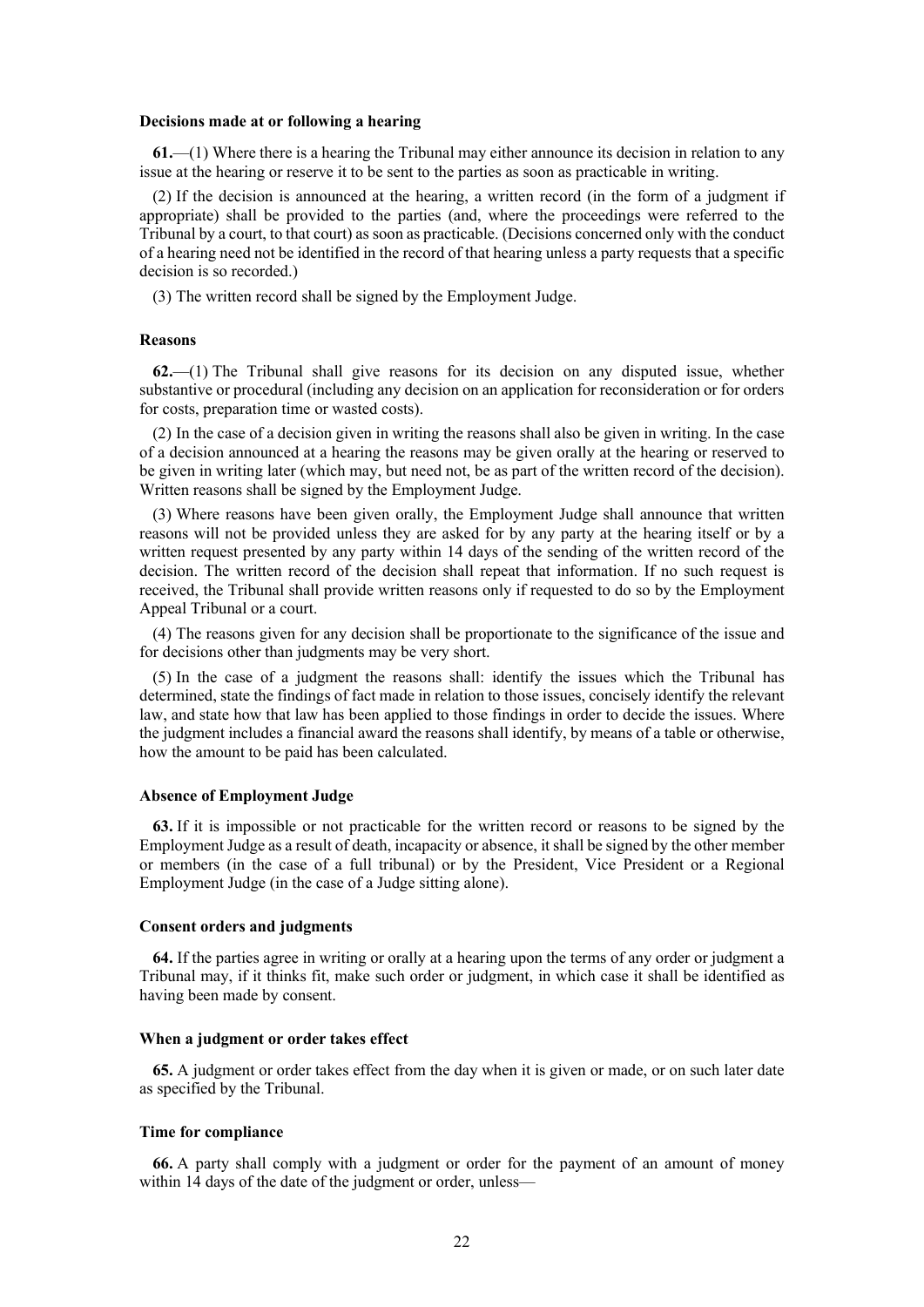**Decisions made at or following a hearing**

**61.**—(1) Where there is a hearing the Tribunal may either announce its decision in relation to any issue at the hearing or reserve it to be sent to the parties as soon as practicable in writing.

(2) If the decision is announced at the hearing, a written record (in the form of a judgment if appropriate) shall be provided to the parties (and, where the proceedings were referred to the Tribunal by a court, to that court) as soon as practicable. (Decisions concerned only with the conduct of a hearing need not be identified in the record of that hearing unless a party requests that a specific decision is so recorded.)

(3) The written record shall be signed by the Employment Judge.

**Reasons**

**62.**—(1) The Tribunal shall give reasons for its decision on any disputed issue, whether substantive or procedural (including any decision on an application for reconsideration or for orders for costs, preparation time or wasted costs).

(2) In the case of a decision given in writing the reasons shall also be given in writing. In the case of a decision announced at a hearing the reasons may be given orally at the hearing or reserved to be given in writing later (which may, but need not, be as part of the written record of the decision). Written reasons shall be signed by the Employment Judge.

(3) Where reasons have been given orally, the Employment Judge shall announce that written reasons will not be provided unless they are asked for by any party at the hearing itself or by a written request presented by any party within 14 days of the sending of the written record of the decision. The written record of the decision shall repeat that information. If no such request is received, the Tribunal shall provide written reasons only if requested to do so by the Employment Appeal Tribunal or a court.

(4) The reasons given for any decision shall be proportionate to the significance of the issue and for decisions other than judgments may be very short.

(5) In the case of a judgment the reasons shall: identify the issues which the Tribunal has determined, state the findings of fact made in relation to those issues, concisely identify the relevant law, and state how that law has been applied to those findings in order to decide the issues. Where the judgment includes a financial award the reasons shall identify, by means of a table or otherwise, how the amount to be paid has been calculated.

**Absence of Employment Judge**

**63.** If it is impossible or not practicable for the written record or reasons to be signed by the Employment Judge as a result of death, incapacity or absence, it shall be signed by the other member or members (in the case of a full tribunal) or by the President, Vice President or a Regional Employment Judge (in the case of a Judge sitting alone).

**Consent orders and judgments**

**64.** If the parties agree in writing or orally at a hearing upon the terms of any order or judgment a Tribunal may, if it thinks fit, make such order or judgment, in which case it shall be identified as having been made by consent.

**When a judgment or order takes effect**

**65.** A judgment or order takes effect from the day when it is given or made, or on such later date as specified by the Tribunal.

**Time for compliance**

**66.** A party shall comply with a judgment or order for the payment of an amount of money within 14 days of the date of the judgment or order, unless—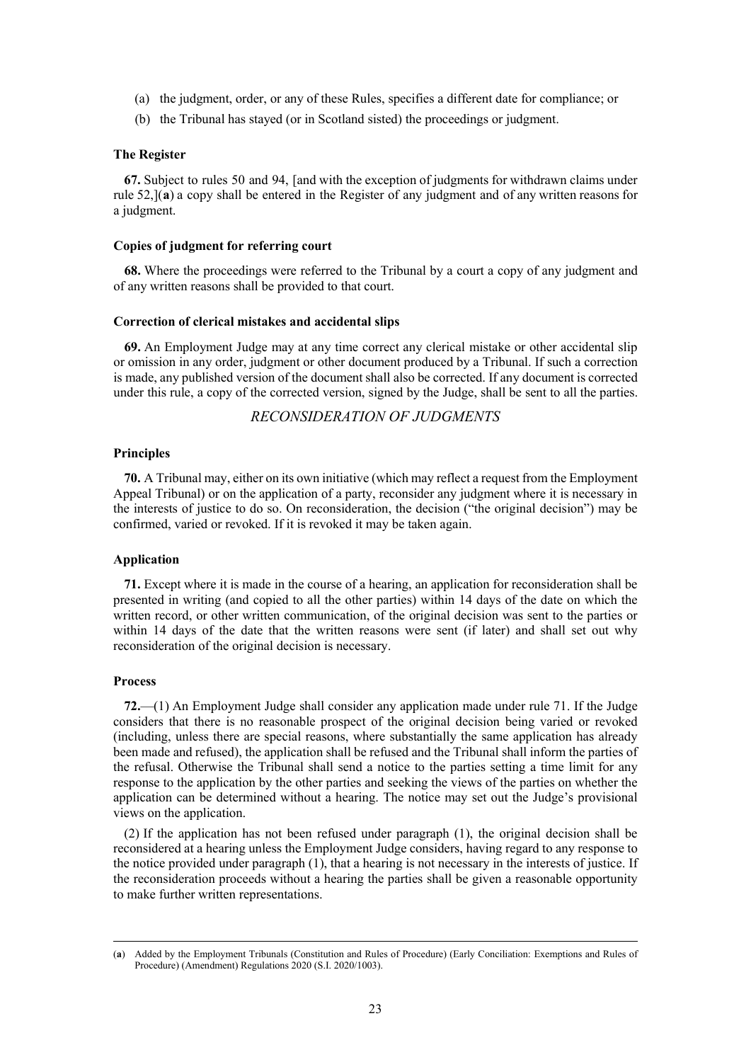(a) the judgment, order, or any of these Rules, specifies a different date for compliance; or

(b) the Tribunal has stayed (or in Scotland sisted) the proceedings or judgment.

**The Register**

**67.** Subject to rules 50 and 94, [and with the exception of judgments for withdrawn claims under rule 52,]([a]) a copy shall be entered in the Register of any judgment and of any written reasons for a judgment.

**Copies of judgment for referring court**

**68.** Where the proceedings were referred to the Tribunal by a court a copy of any judgment and of any written reasons shall be provided to that court.

**Correction of clerical mistakes and accidental slips**

**69.** An Employment Judge may at any time correct any clerical mistake or other accidental slip or omission in any order, judgment or other document produced by a Tribunal. If such a correction is made, any published version of the document shall also be corrected. If any document is corrected under this rule, a copy of the corrected version, signed by the Judge, shall be sent to all the parties.

## *RECONSIDERATION OF JUDGMENTS*

**Principles**

**70.** A Tribunal may, either on its own initiative (which may reflect a request from the Employment Appeal Tribunal) or on the application of a party, reconsider any judgment where it is necessary in the interests of justice to do so. On reconsideration, the decision ("the original decision") may be confirmed, varied or revoked. If it is revoked it may be taken again.

**Application**

**71.** Except where it is made in the course of a hearing, an application for reconsideration shall be presented in writing (and copied to all the other parties) within 14 days of the date on which the written record, or other written communication, of the original decision was sent to the parties or within 14 days of the date that the written reasons were sent (if later) and shall set out why reconsideration of the original decision is necessary.

**Process**

**72.**—(1) An Employment Judge shall consider any application made under rule 71. If the Judge considers that there is no reasonable prospect of the original decision being varied or revoked (including, unless there are special reasons, where substantially the same application has already been made and refused), the application shall be refused and the Tribunal shall inform the parties of the refusal. Otherwise the Tribunal shall send a notice to the parties setting a time limit for any response to the application by the other parties and seeking the views of the parties on whether the application can be determined without a hearing. The notice may set out the Judge's provisional views on the application.

(2) If the application has not been refused under paragraph (1), the original decision shall be reconsidered at a hearing unless the Employment Judge considers, having regard to any response to the notice provided under paragraph (1), that a hearing is not necessary in the interests of justice. If the reconsideration proceeds without a hearing the parties shall be given a reasonable opportunity to make further written representations.

---

([a]) Added by the Employment Tribunals (Constitution and Rules of Procedure) (Early Conciliation: Exemptions and Rules of Procedure) (Amendment) Regulations 2020 (S.I. 2020/1003).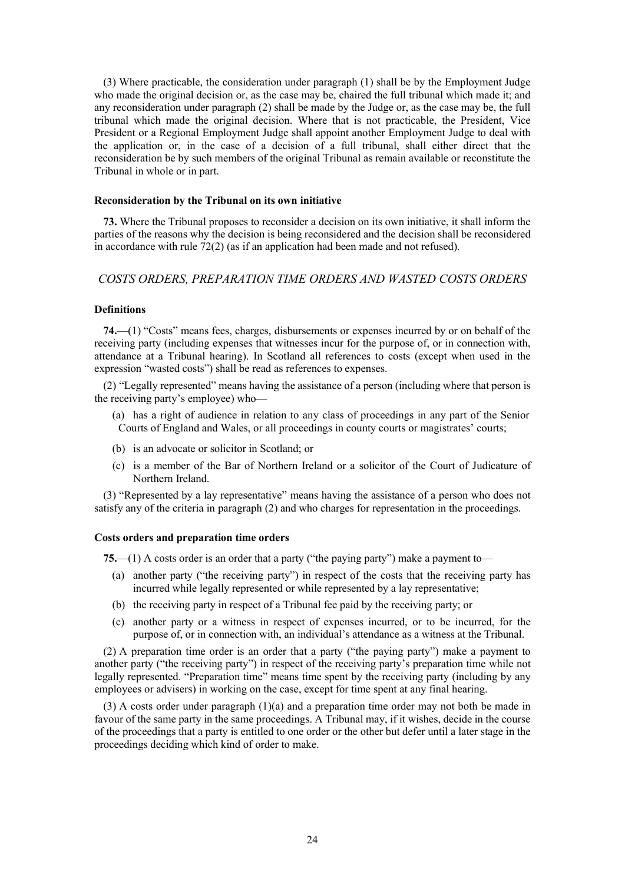(3) Where practicable, the consideration under paragraph (1) shall be by the Employment Judge who made the original decision or, as the case may be, chaired the full tribunal which made it; and any reconsideration under paragraph (2) shall be made by the Judge or, as the case may be, the full tribunal which made the original decision. Where that is not practicable, the President, Vice President or a Regional Employment Judge shall appoint another Employment Judge to deal with the application or, in the case of a decision of a full tribunal, shall either direct that the reconsideration be by such members of the original Tribunal as remain available or reconstitute the Tribunal in whole or in part.

**Reconsideration by the Tribunal on its own initiative**

**73.** Where the Tribunal proposes to reconsider a decision on its own initiative, it shall inform the parties of the reasons why the decision is being reconsidered and the decision shall be reconsidered in accordance with rule 72(2) (as if an application had been made and not refused).

## *COSTS ORDERS, PREPARATION TIME ORDERS AND WASTED COSTS ORDERS*

**Definitions**

**74.**—(1) "Costs" means fees, charges, disbursements or expenses incurred by or on behalf of the receiving party (including expenses that witnesses incur for the purpose of, or in connection with, attendance at a Tribunal hearing). In Scotland all references to costs (except when used in the expression "wasted costs") shall be read as references to expenses.

(2) "Legally represented" means having the assistance of a person (including where that person is the receiving party's employee) who—

(a) has a right of audience in relation to any class of proceedings in any part of the Senior Courts of England and Wales, or all proceedings in county courts or magistrates' courts;

(b) is an advocate or solicitor in Scotland; or

(c) is a member of the Bar of Northern Ireland or a solicitor of the Court of Judicature of Northern Ireland.

(3) "Represented by a lay representative" means having the assistance of a person who does not satisfy any of the criteria in paragraph (2) and who charges for representation in the proceedings.

**Costs orders and preparation time orders**

**75.**—(1) A costs order is an order that a party ("the paying party") make a payment to—

(a) another party ("the receiving party") in respect of the costs that the receiving party has incurred while legally represented or while represented by a lay representative;

(b) the receiving party in respect of a Tribunal fee paid by the receiving party; or

(c) another party or a witness in respect of expenses incurred, or to be incurred, for the purpose of, or in connection with, an individual's attendance as a witness at the Tribunal.

(2) A preparation time order is an order that a party ("the paying party") make a payment to another party ("the receiving party") in respect of the receiving party's preparation time while not legally represented. "Preparation time" means time spent by the receiving party (including by any employees or advisers) in working on the case, except for time spent at any final hearing.

(3) A costs order under paragraph (1)(a) and a preparation time order may not both be made in favour of the same party in the same proceedings. A Tribunal may, if it wishes, decide in the course of the proceedings that a party is entitled to one order or the other but defer until a later stage in the proceedings deciding which kind of order to make.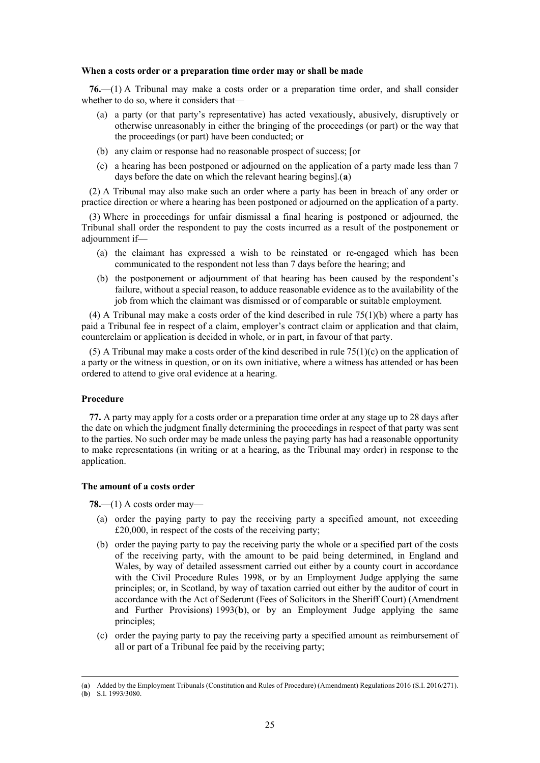**When a costs order or a preparation time order may or shall be made**

**76.**—(1) A Tribunal may make a costs order or a preparation time order, and shall consider whether to do so, where it considers that—

(a) a party (or that party's representative) has acted vexatiously, abusively, disruptively or otherwise unreasonably in either the bringing of the proceedings (or part) or the way that the proceedings (or part) have been conducted; or

(b) any claim or response had no reasonable prospect of success; [or

(c) a hearing has been postponed or adjourned on the application of a party made less than 7 days before the date on which the relevant hearing begins].(**a**)

(2) A Tribunal may also make such an order where a party has been in breach of any order or practice direction or where a hearing has been postponed or adjourned on the application of a party.

(3) Where in proceedings for unfair dismissal a final hearing is postponed or adjourned, the Tribunal shall order the respondent to pay the costs incurred as a result of the postponement or adjournment if—

(a) the claimant has expressed a wish to be reinstated or re-engaged which has been communicated to the respondent not less than 7 days before the hearing; and

(b) the postponement or adjournment of that hearing has been caused by the respondent's failure, without a special reason, to adduce reasonable evidence as to the availability of the job from which the claimant was dismissed or of comparable or suitable employment.

(4) A Tribunal may make a costs order of the kind described in rule 75(1)(b) where a party has paid a Tribunal fee in respect of a claim, employer's contract claim or application and that claim, counterclaim or application is decided in whole, or in part, in favour of that party.

(5) A Tribunal may make a costs order of the kind described in rule 75(1)(c) on the application of a party or the witness in question, or on its own initiative, where a witness has attended or has been ordered to attend to give oral evidence at a hearing.

**Procedure**

**77.** A party may apply for a costs order or a preparation time order at any stage up to 28 days after the date on which the judgment finally determining the proceedings in respect of that party was sent to the parties. No such order may be made unless the paying party has had a reasonable opportunity to make representations (in writing or at a hearing, as the Tribunal may order) in response to the application.

**The amount of a costs order**

**78.**—(1) A costs order may—

(a) order the paying party to pay the receiving party a specified amount, not exceeding £20,000, in respect of the costs of the receiving party;

(b) order the paying party to pay the receiving party the whole or a specified part of the costs of the receiving party, with the amount to be paid being determined, in England and Wales, by way of detailed assessment carried out either by a county court in accordance with the Civil Procedure Rules 1998, or by an Employment Judge applying the same principles; or, in Scotland, by way of taxation carried out either by the auditor of court in accordance with the Act of Sederunt (Fees of Solicitors in the Sheriff Court) (Amendment and Further Provisions) 1993(**b**), or by an Employment Judge applying the same principles;

(c) order the paying party to pay the receiving party a specified amount as reimbursement of all or part of a Tribunal fee paid by the receiving party;

---

(**a**) Added by the Employment Tribunals (Constitution and Rules of Procedure) (Amendment) Regulations 2016 (S.I. 2016/271).
(**b**) S.I. 1993/3080.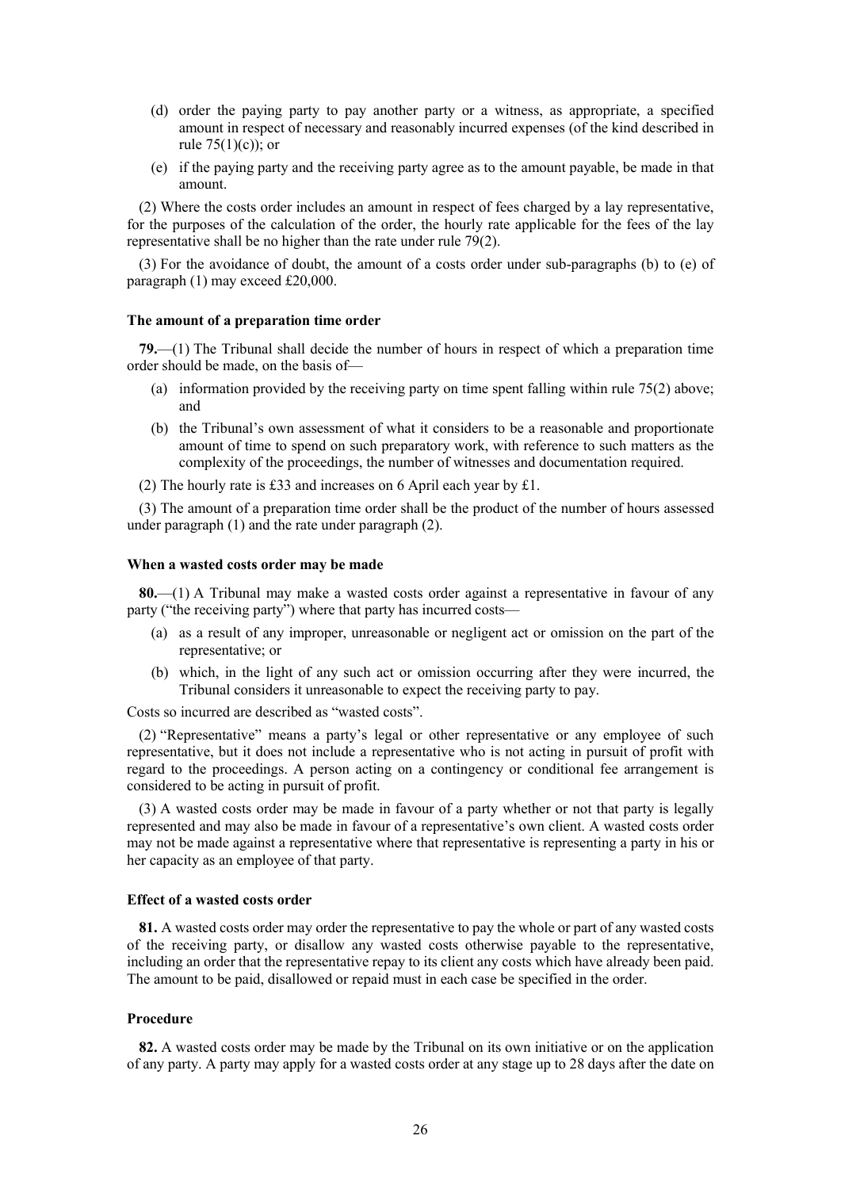(d) order the paying party to pay another party or a witness, as appropriate, a specified amount in respect of necessary and reasonably incurred expenses (of the kind described in rule 75(1)(c)); or

(e) if the paying party and the receiving party agree as to the amount payable, be made in that amount.

(2) Where the costs order includes an amount in respect of fees charged by a lay representative, for the purposes of the calculation of the order, the hourly rate applicable for the fees of the lay representative shall be no higher than the rate under rule 79(2).

(3) For the avoidance of doubt, the amount of a costs order under sub-paragraphs (b) to (e) of paragraph (1) may exceed £20,000.

**The amount of a preparation time order**

**79.**—(1) The Tribunal shall decide the number of hours in respect of which a preparation time order should be made, on the basis of—

(a) information provided by the receiving party on time spent falling within rule 75(2) above; and

(b) the Tribunal's own assessment of what it considers to be a reasonable and proportionate amount of time to spend on such preparatory work, with reference to such matters as the complexity of the proceedings, the number of witnesses and documentation required.

(2) The hourly rate is £33 and increases on 6 April each year by £1.

(3) The amount of a preparation time order shall be the product of the number of hours assessed under paragraph (1) and the rate under paragraph (2).

**When a wasted costs order may be made**

**80.**—(1) A Tribunal may make a wasted costs order against a representative in favour of any party ("the receiving party") where that party has incurred costs—

(a) as a result of any improper, unreasonable or negligent act or omission on the part of the representative; or

(b) which, in the light of any such act or omission occurring after they were incurred, the Tribunal considers it unreasonable to expect the receiving party to pay.

Costs so incurred are described as "wasted costs".

(2) "Representative" means a party's legal or other representative or any employee of such representative, but it does not include a representative who is not acting in pursuit of profit with regard to the proceedings. A person acting on a contingency or conditional fee arrangement is considered to be acting in pursuit of profit.

(3) A wasted costs order may be made in favour of a party whether or not that party is legally represented and may also be made in favour of a representative's own client. A wasted costs order may not be made against a representative where that representative is representing a party in his or her capacity as an employee of that party.

**Effect of a wasted costs order**

**81.** A wasted costs order may order the representative to pay the whole or part of any wasted costs of the receiving party, or disallow any wasted costs otherwise payable to the representative, including an order that the representative repay to its client any costs which have already been paid. The amount to be paid, disallowed or repaid must in each case be specified in the order.

**Procedure**

**82.** A wasted costs order may be made by the Tribunal on its own initiative or on the application of any party. A party may apply for a wasted costs order at any stage up to 28 days after the date on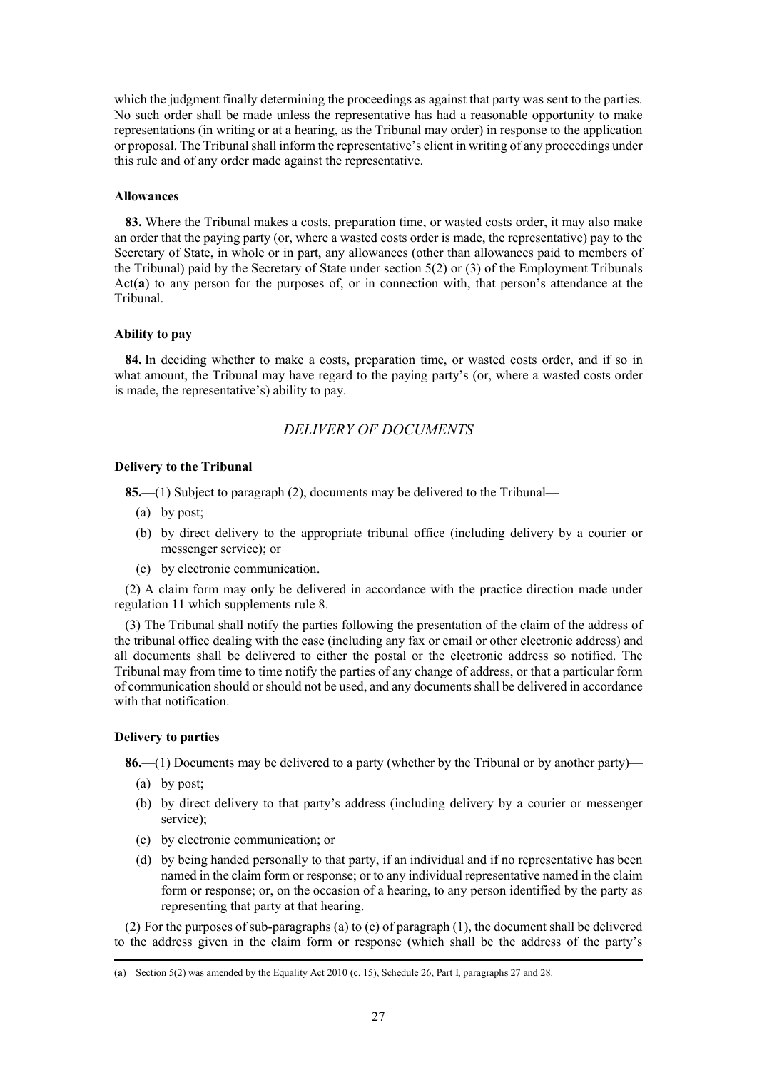which the judgment finally determining the proceedings as against that party was sent to the parties. No such order shall be made unless the representative has had a reasonable opportunity to make representations (in writing or at a hearing, as the Tribunal may order) in response to the application or proposal. The Tribunal shall inform the representative's client in writing of any proceedings under this rule and of any order made against the representative.

**Allowances**

**83.** Where the Tribunal makes a costs, preparation time, or wasted costs order, it may also make an order that the paying party (or, where a wasted costs order is made, the representative) pay to the Secretary of State, in whole or in part, any allowances (other than allowances paid to members of the Tribunal) paid by the Secretary of State under section 5(2) or (3) of the Employment Tribunals Act(**a**) to any person for the purposes of, or in connection with, that person's attendance at the Tribunal.

**Ability to pay**

**84.** In deciding whether to make a costs, preparation time, or wasted costs order, and if so in what amount, the Tribunal may have regard to the paying party's (or, where a wasted costs order is made, the representative's) ability to pay.

## *DELIVERY OF DOCUMENTS*

**Delivery to the Tribunal**

**85.**—(1) Subject to paragraph (2), documents may be delivered to the Tribunal—

- (a) by post;
- (b) by direct delivery to the appropriate tribunal office (including delivery by a courier or messenger service); or
- (c) by electronic communication.

(2) A claim form may only be delivered in accordance with the practice direction made under regulation 11 which supplements rule 8.

(3) The Tribunal shall notify the parties following the presentation of the claim of the address of the tribunal office dealing with the case (including any fax or email or other electronic address) and all documents shall be delivered to either the postal or the electronic address so notified. The Tribunal may from time to time notify the parties of any change of address, or that a particular form of communication should or should not be used, and any documents shall be delivered in accordance with that notification.

**Delivery to parties**

**86.**—(1) Documents may be delivered to a party (whether by the Tribunal or by another party)—

- (a) by post;
- (b) by direct delivery to that party's address (including delivery by a courier or messenger service);
- (c) by electronic communication; or
- (d) by being handed personally to that party, if an individual and if no representative has been named in the claim form or response; or to any individual representative named in the claim form or response; or, on the occasion of a hearing, to any person identified by the party as representing that party at that hearing.

(2) For the purposes of sub-paragraphs (a) to (c) of paragraph (1), the document shall be delivered to the address given in the claim form or response (which shall be the address of the party's

(**a**) Section 5(2) was amended by the Equality Act 2010 (c. 15), Schedule 26, Part I, paragraphs 27 and 28.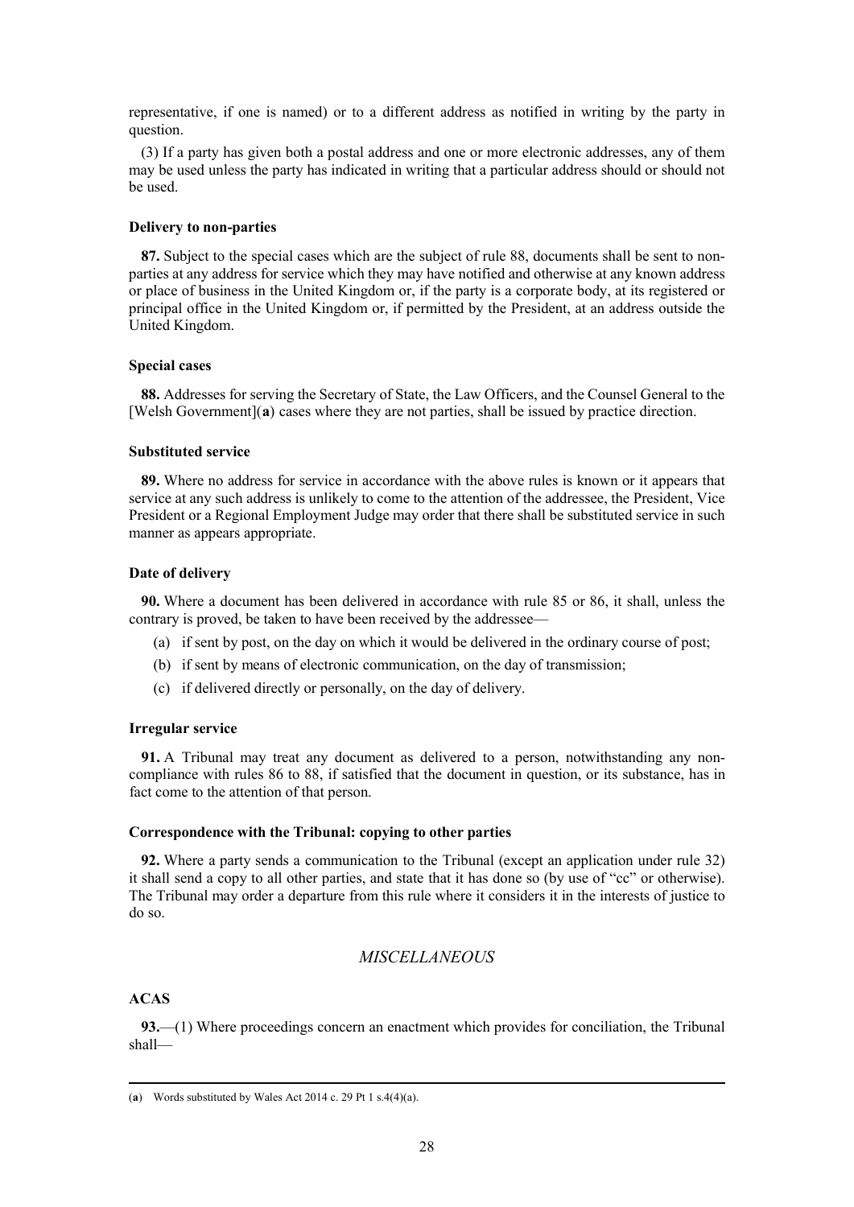representative, if one is named) or to a different address as notified in writing by the party in question.

(3) If a party has given both a postal address and one or more electronic addresses, any of them may be used unless the party has indicated in writing that a particular address should or should not be used.

**Delivery to non-parties**

**87.** Subject to the special cases which are the subject of rule 88, documents shall be sent to non-parties at any address for service which they may have notified and otherwise at any known address or place of business in the United Kingdom or, if the party is a corporate body, at its registered or principal office in the United Kingdom or, if permitted by the President, at an address outside the United Kingdom.

**Special cases**

**88.** Addresses for serving the Secretary of State, the Law Officers, and the Counsel General to the [Welsh Government](**a**) cases where they are not parties, shall be issued by practice direction.

**Substituted service**

**89.** Where no address for service in accordance with the above rules is known or it appears that service at any such address is unlikely to come to the attention of the addressee, the President, Vice President or a Regional Employment Judge may order that there shall be substituted service in such manner as appears appropriate.

**Date of delivery**

**90.** Where a document has been delivered in accordance with rule 85 or 86, it shall, unless the contrary is proved, be taken to have been received by the addressee—

(a) if sent by post, on the day on which it would be delivered in the ordinary course of post;

(b) if sent by means of electronic communication, on the day of transmission;

(c) if delivered directly or personally, on the day of delivery.

**Irregular service**

**91.** A Tribunal may treat any document as delivered to a person, notwithstanding any non-compliance with rules 86 to 88, if satisfied that the document in question, or its substance, has in fact come to the attention of that person.

**Correspondence with the Tribunal: copying to other parties**

**92.** Where a party sends a communication to the Tribunal (except an application under rule 32) it shall send a copy to all other parties, and state that it has done so (by use of "cc" or otherwise). The Tribunal may order a departure from this rule where it considers it in the interests of justice to do so.

*MISCELLANEOUS*

**ACAS**

**93.**—(1) Where proceedings concern an enactment which provides for conciliation, the Tribunal shall—

(**a**) Words substituted by Wales Act 2014 c. 29 Pt 1 s.4(4)(a).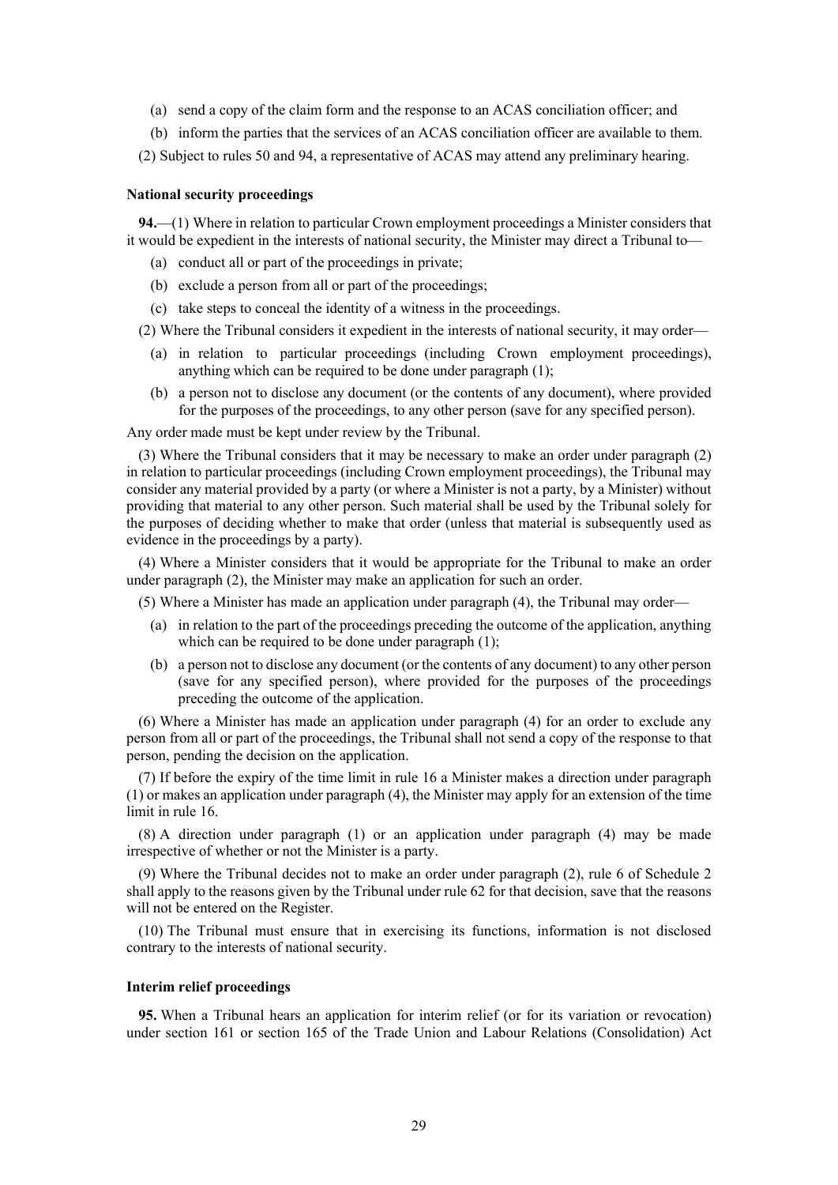(a) send a copy of the claim form and the response to an ACAS conciliation officer; and

(b) inform the parties that the services of an ACAS conciliation officer are available to them.

(2) Subject to rules 50 and 94, a representative of ACAS may attend any preliminary hearing.

**National security proceedings**

**94.**—(1) Where in relation to particular Crown employment proceedings a Minister considers that it would be expedient in the interests of national security, the Minister may direct a Tribunal to—

(a) conduct all or part of the proceedings in private;

(b) exclude a person from all or part of the proceedings;

(c) take steps to conceal the identity of a witness in the proceedings.

(2) Where the Tribunal considers it expedient in the interests of national security, it may order—

(a) in relation to particular proceedings (including Crown employment proceedings), anything which can be required to be done under paragraph (1);

(b) a person not to disclose any document (or the contents of any document), where provided for the purposes of the proceedings, to any other person (save for any specified person).

Any order made must be kept under review by the Tribunal.

(3) Where the Tribunal considers that it may be necessary to make an order under paragraph (2) in relation to particular proceedings (including Crown employment proceedings), the Tribunal may consider any material provided by a party (or where a Minister is not a party, by a Minister) without providing that material to any other person. Such material shall be used by the Tribunal solely for the purposes of deciding whether to make that order (unless that material is subsequently used as evidence in the proceedings by a party).

(4) Where a Minister considers that it would be appropriate for the Tribunal to make an order under paragraph (2), the Minister may make an application for such an order.

(5) Where a Minister has made an application under paragraph (4), the Tribunal may order—

(a) in relation to the part of the proceedings preceding the outcome of the application, anything which can be required to be done under paragraph (1);

(b) a person not to disclose any document (or the contents of any document) to any other person (save for any specified person), where provided for the purposes of the proceedings preceding the outcome of the application.

(6) Where a Minister has made an application under paragraph (4) for an order to exclude any person from all or part of the proceedings, the Tribunal shall not send a copy of the response to that person, pending the decision on the application.

(7) If before the expiry of the time limit in rule 16 a Minister makes a direction under paragraph (1) or makes an application under paragraph (4), the Minister may apply for an extension of the time limit in rule 16.

(8) A direction under paragraph (1) or an application under paragraph (4) may be made irrespective of whether or not the Minister is a party.

(9) Where the Tribunal decides not to make an order under paragraph (2), rule 6 of Schedule 2 shall apply to the reasons given by the Tribunal under rule 62 for that decision, save that the reasons will not be entered on the Register.

(10) The Tribunal must ensure that in exercising its functions, information is not disclosed contrary to the interests of national security.

**Interim relief proceedings**

**95.** When a Tribunal hears an application for interim relief (or for its variation or revocation) under section 161 or section 165 of the Trade Union and Labour Relations (Consolidation) Act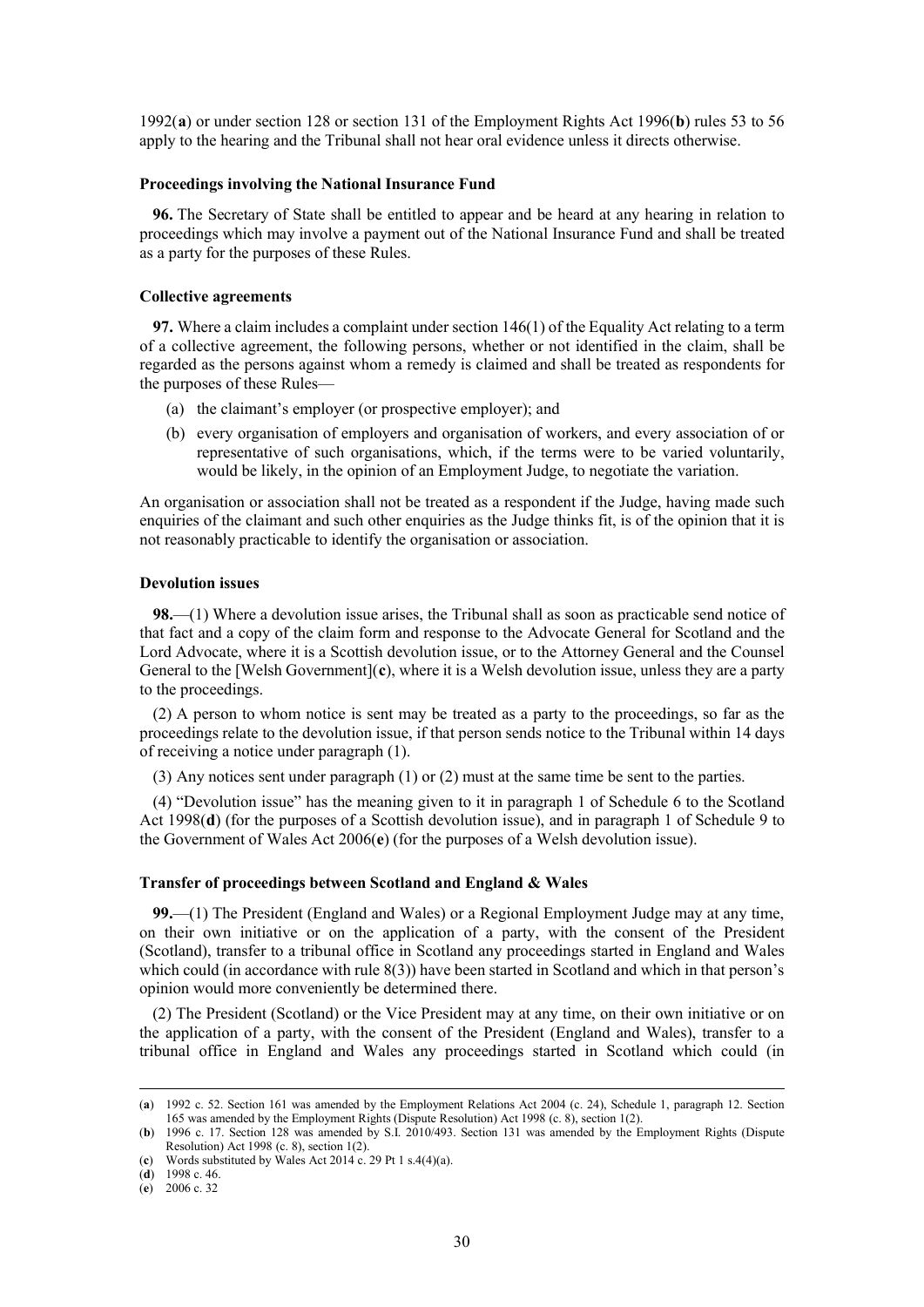1992(**a**) or under section 128 or section 131 of the Employment Rights Act 1996(**b**) rules 53 to 56 apply to the hearing and the Tribunal shall not hear oral evidence unless it directs otherwise.

**Proceedings involving the National Insurance Fund**

**96.** The Secretary of State shall be entitled to appear and be heard at any hearing in relation to proceedings which may involve a payment out of the National Insurance Fund and shall be treated as a party for the purposes of these Rules.

**Collective agreements**

**97.** Where a claim includes a complaint under section 146(1) of the Equality Act relating to a term of a collective agreement, the following persons, whether or not identified in the claim, shall be regarded as the persons against whom a remedy is claimed and shall be treated as respondents for the purposes of these Rules—

(a) the claimant's employer (or prospective employer); and

(b) every organisation of employers and organisation of workers, and every association of or representative of such organisations, which, if the terms were to be varied voluntarily, would be likely, in the opinion of an Employment Judge, to negotiate the variation.

An organisation or association shall not be treated as a respondent if the Judge, having made such enquiries of the claimant and such other enquiries as the Judge thinks fit, is of the opinion that it is not reasonably practicable to identify the organisation or association.

**Devolution issues**

**98.**—(1) Where a devolution issue arises, the Tribunal shall as soon as practicable send notice of that fact and a copy of the claim form and response to the Advocate General for Scotland and the Lord Advocate, where it is a Scottish devolution issue, or to the Attorney General and the Counsel General to the [Welsh Government](**c**), where it is a Welsh devolution issue, unless they are a party to the proceedings.

(2) A person to whom notice is sent may be treated as a party to the proceedings, so far as the proceedings relate to the devolution issue, if that person sends notice to the Tribunal within 14 days of receiving a notice under paragraph (1).

(3) Any notices sent under paragraph (1) or (2) must at the same time be sent to the parties.

(4) "Devolution issue" has the meaning given to it in paragraph 1 of Schedule 6 to the Scotland Act 1998(**d**) (for the purposes of a Scottish devolution issue), and in paragraph 1 of Schedule 9 to the Government of Wales Act 2006(**e**) (for the purposes of a Welsh devolution issue).

**Transfer of proceedings between Scotland and England & Wales**

**99.**—(1) The President (England and Wales) or a Regional Employment Judge may at any time, on their own initiative or on the application of a party, with the consent of the President (Scotland), transfer to a tribunal office in Scotland any proceedings started in England and Wales which could (in accordance with rule 8(3)) have been started in Scotland and which in that person's opinion would more conveniently be determined there.

(2) The President (Scotland) or the Vice President may at any time, on their own initiative or on the application of a party, with the consent of the President (England and Wales), transfer to a tribunal office in England and Wales any proceedings started in Scotland which could (in

---

(**a**) 1992 c. 52. Section 161 was amended by the Employment Relations Act 2004 (c. 24), Schedule 1, paragraph 12. Section 165 was amended by the Employment Rights (Dispute Resolution) Act 1998 (c. 8), section 1(2).

(**b**) 1996 c. 17. Section 128 was amended by S.I. 2010/493. Section 131 was amended by the Employment Rights (Dispute Resolution) Act 1998 (c. 8), section 1(2).

(**c**) Words substituted by Wales Act 2014 c. 29 Pt 1 s.4(4)(a).

(**d**) 1998 c. 46.

(**e**) 2006 c. 32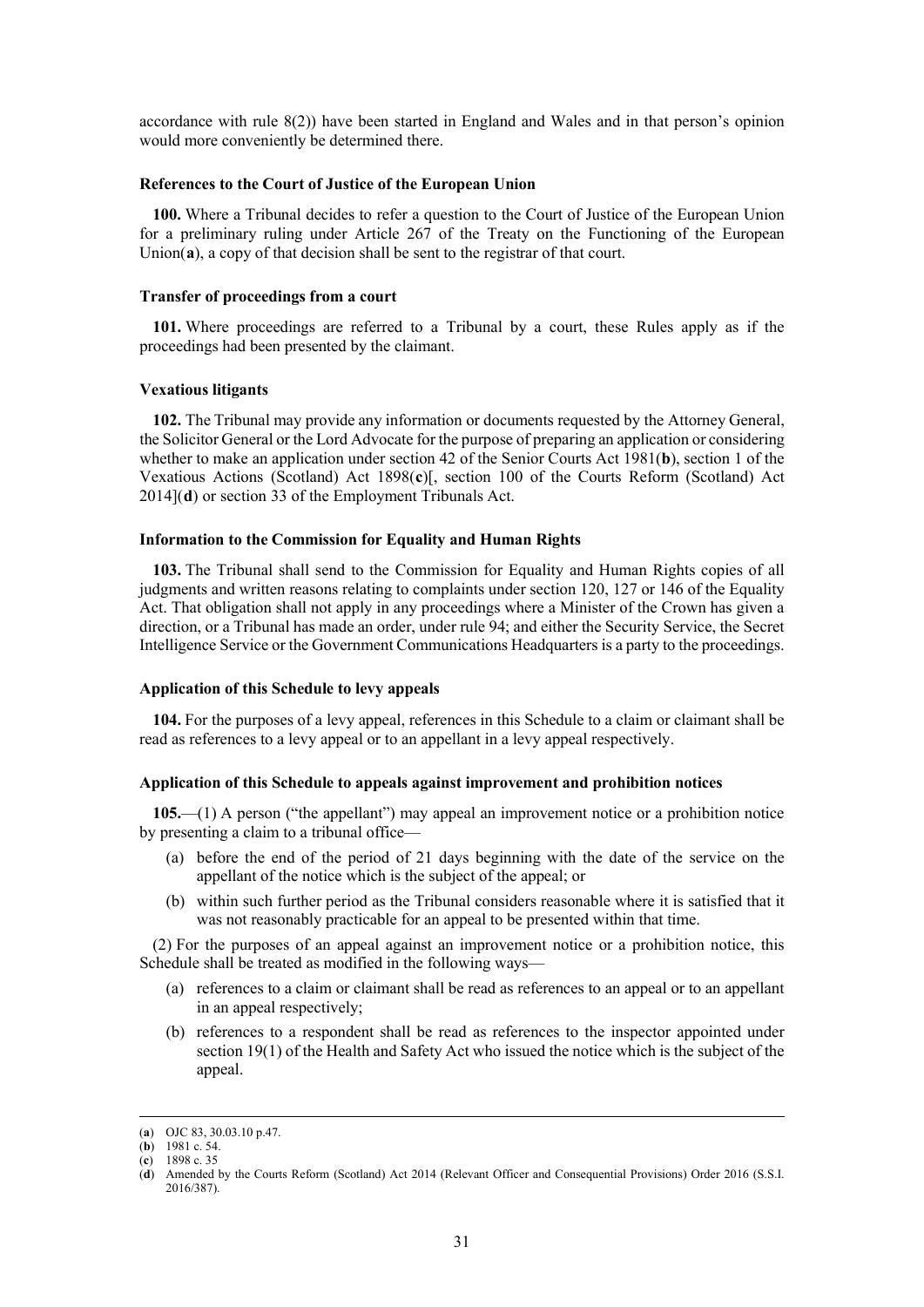accordance with rule 8(2)) have been started in England and Wales and in that person's opinion would more conveniently be determined there.

**References to the Court of Justice of the European Union**

**100.** Where a Tribunal decides to refer a question to the Court of Justice of the European Union for a preliminary ruling under Article 267 of the Treaty on the Functioning of the European Union([a]), a copy of that decision shall be sent to the registrar of that court.

**Transfer of proceedings from a court**

**101.** Where proceedings are referred to a Tribunal by a court, these Rules apply as if the proceedings had been presented by the claimant.

**Vexatious litigants**

**102.** The Tribunal may provide any information or documents requested by the Attorney General, the Solicitor General or the Lord Advocate for the purpose of preparing an application or considering whether to make an application under section 42 of the Senior Courts Act 1981([b]), section 1 of the Vexatious Actions (Scotland) Act 1898([c])[, section 100 of the Courts Reform (Scotland) Act 2014]([d]) or section 33 of the Employment Tribunals Act.

**Information to the Commission for Equality and Human Rights**

**103.** The Tribunal shall send to the Commission for Equality and Human Rights copies of all judgments and written reasons relating to complaints under section 120, 127 or 146 of the Equality Act. That obligation shall not apply in any proceedings where a Minister of the Crown has given a direction, or a Tribunal has made an order, under rule 94; and either the Security Service, the Secret Intelligence Service or the Government Communications Headquarters is a party to the proceedings.

**Application of this Schedule to levy appeals**

**104.** For the purposes of a levy appeal, references in this Schedule to a claim or claimant shall be read as references to a levy appeal or to an appellant in a levy appeal respectively.

**Application of this Schedule to appeals against improvement and prohibition notices**

**105.**—(1) A person ("the appellant") may appeal an improvement notice or a prohibition notice by presenting a claim to a tribunal office—

(a) before the end of the period of 21 days beginning with the date of the service on the appellant of the notice which is the subject of the appeal; or

(b) within such further period as the Tribunal considers reasonable where it is satisfied that it was not reasonably practicable for an appeal to be presented within that time.

(2) For the purposes of an appeal against an improvement notice or a prohibition notice, this Schedule shall be treated as modified in the following ways—

(a) references to a claim or claimant shall be read as references to an appeal or to an appellant in an appeal respectively;

(b) references to a respondent shall be read as references to the inspector appointed under section 19(1) of the Health and Safety Act who issued the notice which is the subject of the appeal.

---

([a]) OJC 83, 30.03.10 p.47.

([b]) 1981 c. 54.

([c]) 1898 c. 35

([d]) Amended by the Courts Reform (Scotland) Act 2014 (Relevant Officer and Consequential Provisions) Order 2016 (S.S.I. 2016/387).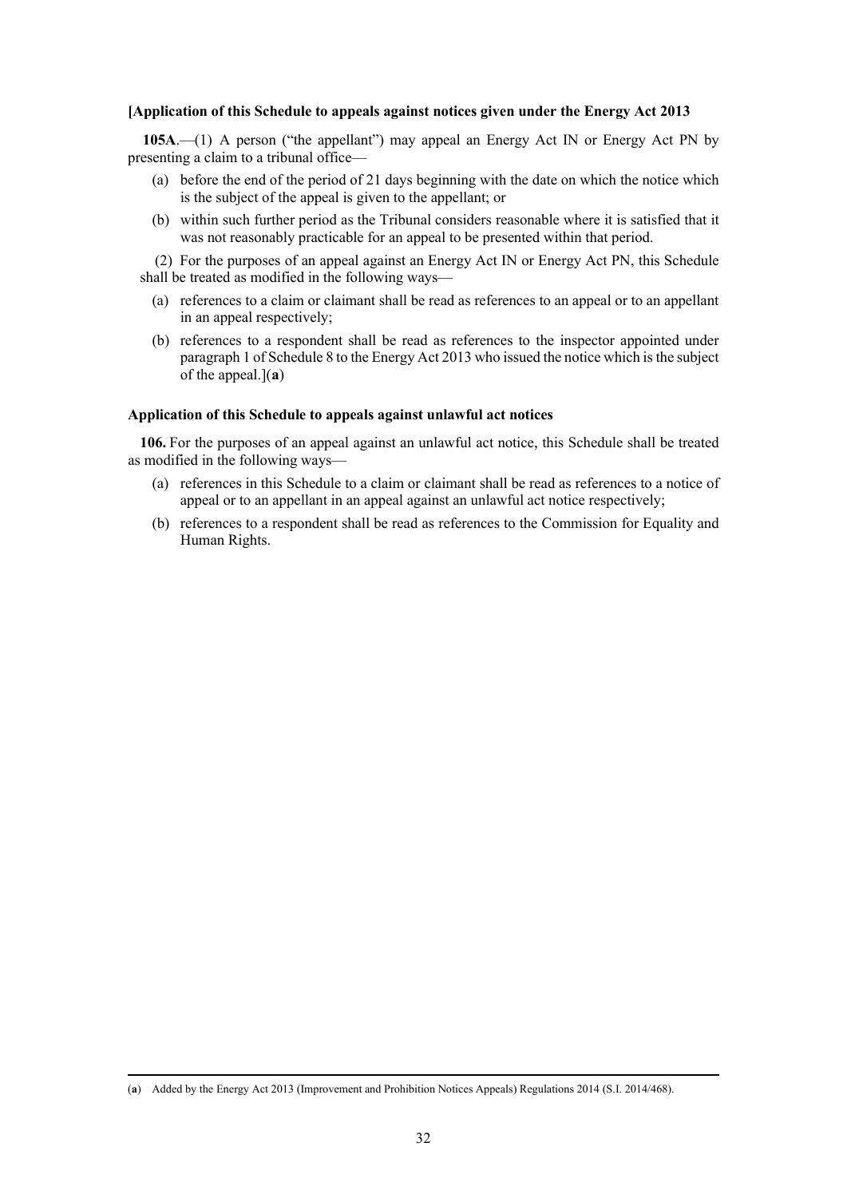**[Application of this Schedule to appeals against notices given under the Energy Act 2013**

**105A**.—(1) A person ("the appellant") may appeal an Energy Act IN or Energy Act PN by presenting a claim to a tribunal office—

(a) before the end of the period of 21 days beginning with the date on which the notice which is the subject of the appeal is given to the appellant; or

(b) within such further period as the Tribunal considers reasonable where it is satisfied that it was not reasonably practicable for an appeal to be presented within that period.

(2) For the purposes of an appeal against an Energy Act IN or Energy Act PN, this Schedule shall be treated as modified in the following ways—

(a) references to a claim or claimant shall be read as references to an appeal or to an appellant in an appeal respectively;

(b) references to a respondent shall be read as references to the inspector appointed under paragraph 1 of Schedule 8 to the Energy Act 2013 who issued the notice which is the subject of the appeal.](**a**)

**Application of this Schedule to appeals against unlawful act notices**

**106.** For the purposes of an appeal against an unlawful act notice, this Schedule shall be treated as modified in the following ways—

(a) references in this Schedule to a claim or claimant shall be read as references to a notice of appeal or to an appellant in an appeal against an unlawful act notice respectively;

(b) references to a respondent shall be read as references to the Commission for Equality and Human Rights.

(**a**) Added by the Energy Act 2013 (Improvement and Prohibition Notices Appeals) Regulations 2014 (S.I. 2014/468).